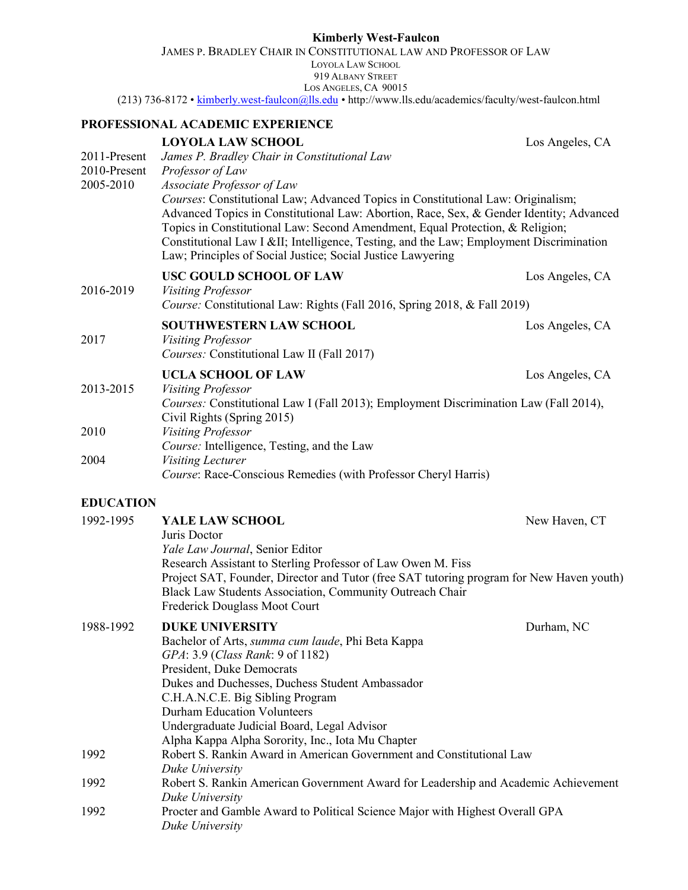# Kimberly West-Faulcon

JAMES P. BRADLEY CHAIR IN CONSTITUTIONAL LAW AND PROFESSOR OF LAW
LOYOLA LAW SCHOOL
919 ALBANY STREET
LOS ANGELES, CA 90015
(213) 736-8172 • kimberly.west-faulcon@lls.edu • http://www.lls.edu/academics/faculty/west-faulcon.html

## PROFESSIONAL ACADEMIC EXPERIENCE

**LOYOLA LAW SCHOOL** — Los Angeles, CA

2011-Present — *James P. Bradley Chair in Constitutional Law*
2010-Present — *Professor of Law*
2005-2010 — *Associate Professor of Law*

*Courses*: Constitutional Law; Advanced Topics in Constitutional Law: Originalism; Advanced Topics in Constitutional Law: Abortion, Race, Sex, & Gender Identity; Advanced Topics in Constitutional Law: Second Amendment, Equal Protection, & Religion; Constitutional Law I &II; Intelligence, Testing, and the Law; Employment Discrimination Law; Principles of Social Justice; Social Justice Lawyering

**USC GOULD SCHOOL OF LAW** — Los Angeles, CA

2016-2019 — *Visiting Professor*
*Course:* Constitutional Law: Rights (Fall 2016, Spring 2018, & Fall 2019)

**SOUTHWESTERN LAW SCHOOL** — Los Angeles, CA

2017 — *Visiting Professor*
*Courses:* Constitutional Law II (Fall 2017)

**UCLA SCHOOL OF LAW** — Los Angeles, CA

2013-2015 — *Visiting Professor*
*Courses:* Constitutional Law I (Fall 2013); Employment Discrimination Law (Fall 2014), Civil Rights (Spring 2015)

2010 — *Visiting Professor*
*Course:* Intelligence, Testing, and the Law

2004 — *Visiting Lecturer*
*Course*: Race-Conscious Remedies (with Professor Cheryl Harris)

## EDUCATION

1992-1995 — **YALE LAW SCHOOL** — New Haven, CT

Juris Doctor
*Yale Law Journal*, Senior Editor
Research Assistant to Sterling Professor of Law Owen M. Fiss
Project SAT, Founder, Director and Tutor (free SAT tutoring program for New Haven youth)
Black Law Students Association, Community Outreach Chair
Frederick Douglass Moot Court

1988-1992 — **DUKE UNIVERSITY** — Durham, NC

Bachelor of Arts, *summa cum laude*, Phi Beta Kappa
*GPA*: 3.9 (*Class Rank*: 9 of 1182)
President, Duke Democrats
Dukes and Duchesses, Duchess Student Ambassador
C.H.A.N.C.E. Big Sibling Program
Durham Education Volunteers
Undergraduate Judicial Board, Legal Advisor
Alpha Kappa Alpha Sorority, Inc., Iota Mu Chapter

1992 — Robert S. Rankin Award in American Government and Constitutional Law
*Duke University*

1992 — Robert S. Rankin American Government Award for Leadership and Academic Achievement
*Duke University*

1992 — Procter and Gamble Award to Political Science Major with Highest Overall GPA
*Duke University*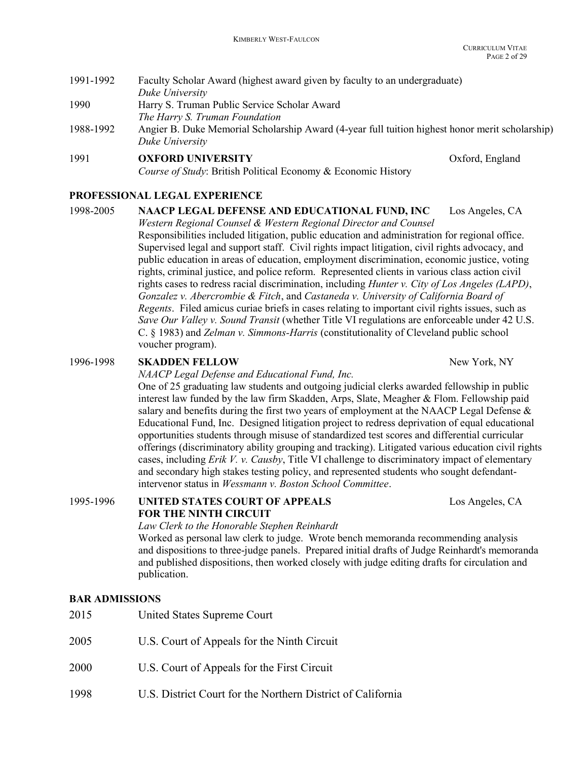1991-1992 Faculty Scholar Award (highest award given by faculty to an undergraduate)
*Duke University*

1990 Harry S. Truman Public Service Scholar Award
*The Harry S. Truman Foundation*

1988-1992 Angier B. Duke Memorial Scholarship Award (4-year full tuition highest honor merit scholarship)
*Duke University*

1991 **OXFORD UNIVERSITY** Oxford, England
*Course of Study*: British Political Economy & Economic History

## PROFESSIONAL LEGAL EXPERIENCE

1998-2005 **NAACP LEGAL DEFENSE AND EDUCATIONAL FUND, INC** Los Angeles, CA
*Western Regional Counsel & Western Regional Director and Counsel*
Responsibilities included litigation, public education and administration for regional office. Supervised legal and support staff. Civil rights impact litigation, civil rights advocacy, and public education in areas of education, employment discrimination, economic justice, voting rights, criminal justice, and police reform. Represented clients in various class action civil rights cases to redress racial discrimination, including *Hunter v. City of Los Angeles (LAPD)*, *Gonzalez v. Abercrombie & Fitch*, and *Castaneda v. University of California Board of Regents*. Filed amicus curiae briefs in cases relating to important civil rights issues, such as *Save Our Valley v. Sound Transit* (whether Title VI regulations are enforceable under 42 U.S. C. § 1983) and *Zelman v. Simmons-Harris* (constitutionality of Cleveland public school voucher program).

1996-1998 **SKADDEN FELLOW** New York, NY
*NAACP Legal Defense and Educational Fund, Inc.*
One of 25 graduating law students and outgoing judicial clerks awarded fellowship in public interest law funded by the law firm Skadden, Arps, Slate, Meagher & Flom. Fellowship paid salary and benefits during the first two years of employment at the NAACP Legal Defense & Educational Fund, Inc. Designed litigation project to redress deprivation of equal educational opportunities students through misuse of standardized test scores and differential curricular offerings (discriminatory ability grouping and tracking). Litigated various education civil rights cases, including *Erik V. v. Causby*, Title VI challenge to discriminatory impact of elementary and secondary high stakes testing policy, and represented students who sought defendant-intervenor status in *Wessmann v. Boston School Committee*.

1995-1996 **UNITED STATES COURT OF APPEALS FOR THE NINTH CIRCUIT** Los Angeles, CA
*Law Clerk to the Honorable Stephen Reinhardt*
Worked as personal law clerk to judge. Wrote bench memoranda recommending analysis and dispositions to three-judge panels. Prepared initial drafts of Judge Reinhardt's memoranda and published dispositions, then worked closely with judge editing drafts for circulation and publication.

## BAR ADMISSIONS

2015 United States Supreme Court

2005 U.S. Court of Appeals for the Ninth Circuit

2000 U.S. Court of Appeals for the First Circuit

1998 U.S. District Court for the Northern District of California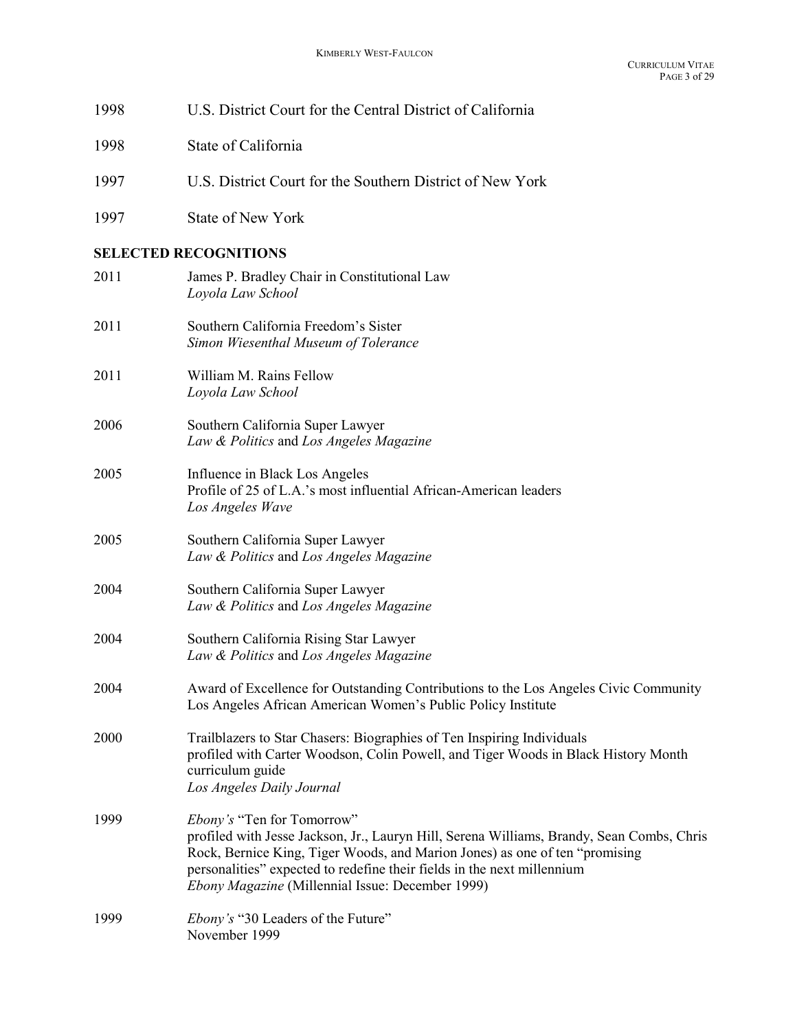1998 U.S. District Court for the Central District of California

1998 State of California

1997 U.S. District Court for the Southern District of New York

1997 State of New York

**SELECTED RECOGNITIONS**

2011 James P. Bradley Chair in Constitutional Law
*Loyola Law School*

2011 Southern California Freedom's Sister
*Simon Wiesenthal Museum of Tolerance*

2011 William M. Rains Fellow
*Loyola Law School*

2006 Southern California Super Lawyer
*Law & Politics* and *Los Angeles Magazine*

2005 Influence in Black Los Angeles
Profile of 25 of L.A.'s most influential African-American leaders
*Los Angeles Wave*

2005 Southern California Super Lawyer
*Law & Politics* and *Los Angeles Magazine*

2004 Southern California Super Lawyer
*Law & Politics* and *Los Angeles Magazine*

2004 Southern California Rising Star Lawyer
*Law & Politics* and *Los Angeles Magazine*

2004 Award of Excellence for Outstanding Contributions to the Los Angeles Civic Community
Los Angeles African American Women's Public Policy Institute

2000 Trailblazers to Star Chasers: Biographies of Ten Inspiring Individuals
profiled with Carter Woodson, Colin Powell, and Tiger Woods in Black History Month curriculum guide
*Los Angeles Daily Journal*

1999 *Ebony's* "Ten for Tomorrow"
profiled with Jesse Jackson, Jr., Lauryn Hill, Serena Williams, Brandy, Sean Combs, Chris Rock, Bernice King, Tiger Woods, and Marion Jones) as one of ten "promising personalities" expected to redefine their fields in the next millennium
*Ebony Magazine* (Millennial Issue: December 1999)

1999 *Ebony's* "30 Leaders of the Future"
November 1999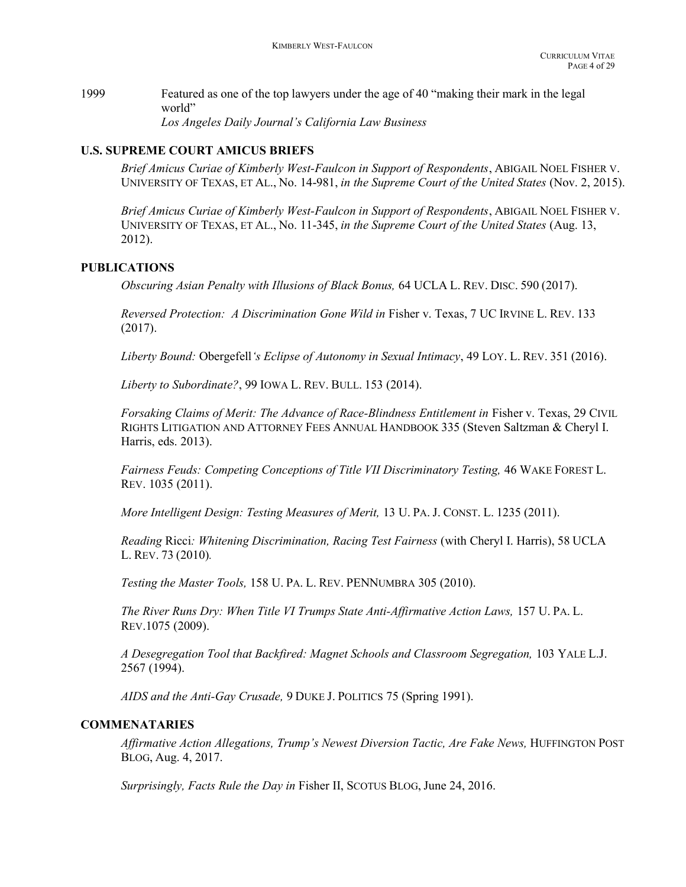1999 Featured as one of the top lawyers under the age of 40 "making their mark in the legal world"
*Los Angeles Daily Journal's California Law Business*

## U.S. SUPREME COURT AMICUS BRIEFS

*Brief Amicus Curiae of Kimberly West-Faulcon in Support of Respondents*, ABIGAIL NOEL FISHER V. UNIVERSITY OF TEXAS, ET AL., No. 14-981, *in the Supreme Court of the United States* (Nov. 2, 2015).

*Brief Amicus Curiae of Kimberly West-Faulcon in Support of Respondents*, ABIGAIL NOEL FISHER V. UNIVERSITY OF TEXAS, ET AL., No. 11-345, *in the Supreme Court of the United States* (Aug. 13, 2012).

## PUBLICATIONS

*Obscuring Asian Penalty with Illusions of Black Bonus,* 64 UCLA L. REV. DISC. 590 (2017).

*Reversed Protection: A Discrimination Gone Wild in* Fisher v. Texas, 7 UC IRVINE L. REV. 133 (2017).

*Liberty Bound:* Obergefell*'s Eclipse of Autonomy in Sexual Intimacy*, 49 LOY. L. REV. 351 (2016).

*Liberty to Subordinate?*, 99 IOWA L. REV. BULL. 153 (2014).

*Forsaking Claims of Merit: The Advance of Race-Blindness Entitlement in* Fisher v. Texas, 29 CIVIL RIGHTS LITIGATION AND ATTORNEY FEES ANNUAL HANDBOOK 335 (Steven Saltzman & Cheryl I. Harris, eds. 2013).

*Fairness Feuds: Competing Conceptions of Title VII Discriminatory Testing,* 46 WAKE FOREST L. REV. 1035 (2011).

*More Intelligent Design: Testing Measures of Merit,* 13 U. PA. J. CONST. L. 1235 (2011).

*Reading* Ricci*: Whitening Discrimination, Racing Test Fairness* (with Cheryl I. Harris), 58 UCLA L. REV. 73 (2010)*.*

*Testing the Master Tools,* 158 U. PA. L. REV. PENNUMBRA 305 (2010).

*The River Runs Dry: When Title VI Trumps State Anti-Affirmative Action Laws,* 157 U. PA. L. REV.1075 (2009).

*A Desegregation Tool that Backfired: Magnet Schools and Classroom Segregation,* 103 YALE L.J. 2567 (1994).

*AIDS and the Anti-Gay Crusade,* 9 DUKE J. POLITICS 75 (Spring 1991).

## COMMENATARIES

*Affirmative Action Allegations, Trump's Newest Diversion Tactic, Are Fake News,* HUFFINGTON POST BLOG, Aug. 4, 2017.

*Surprisingly, Facts Rule the Day in* Fisher II, SCOTUS BLOG, June 24, 2016.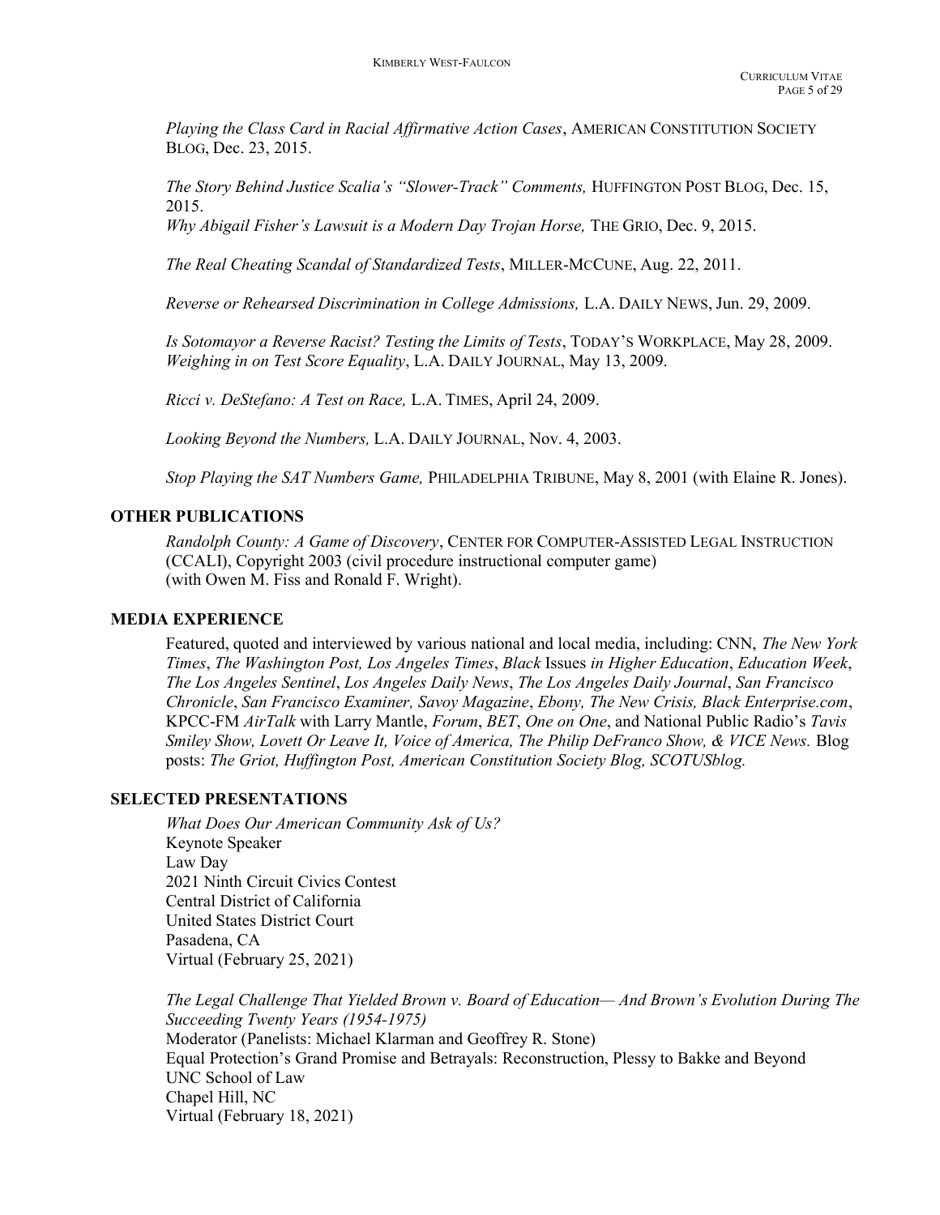*Playing the Class Card in Racial Affirmative Action Cases*, AMERICAN CONSTITUTION SOCIETY BLOG, Dec. 23, 2015.

*The Story Behind Justice Scalia's "Slower-Track" Comments,* HUFFINGTON POST BLOG, Dec. 15, 2015.
*Why Abigail Fisher's Lawsuit is a Modern Day Trojan Horse,* THE GRIO, Dec. 9, 2015.

*The Real Cheating Scandal of Standardized Tests*, MILLER-MCCUNE, Aug. 22, 2011.

*Reverse or Rehearsed Discrimination in College Admissions,* L.A. DAILY NEWS, Jun. 29, 2009.

*Is Sotomayor a Reverse Racist? Testing the Limits of Tests*, TODAY'S WORKPLACE, May 28, 2009.
*Weighing in on Test Score Equality*, L.A. DAILY JOURNAL, May 13, 2009.

*Ricci v. DeStefano: A Test on Race,* L.A. TIMES, April 24, 2009.

*Looking Beyond the Numbers,* L.A. DAILY JOURNAL, Nov. 4, 2003.

*Stop Playing the SAT Numbers Game,* PHILADELPHIA TRIBUNE, May 8, 2001 (with Elaine R. Jones).

## OTHER PUBLICATIONS

*Randolph County: A Game of Discovery*, CENTER FOR COMPUTER-ASSISTED LEGAL INSTRUCTION (CCALI), Copyright 2003 (civil procedure instructional computer game) (with Owen M. Fiss and Ronald F. Wright).

## MEDIA EXPERIENCE

Featured, quoted and interviewed by various national and local media, including: CNN, *The New York Times*, *The Washington Post, Los Angeles Times*, *Black* Issues *in Higher Education*, *Education Week*, *The Los Angeles Sentinel*, *Los Angeles Daily News*, *The Los Angeles Daily Journal*, *San Francisco Chronicle*, *San Francisco Examiner, Savoy Magazine*, *Ebony, The New Crisis, Black Enterprise.com*, KPCC-FM *AirTalk* with Larry Mantle, *Forum*, *BET*, *One on One*, and National Public Radio's *Tavis Smiley Show, Lovett Or Leave It, Voice of America, The Philip DeFranco Show, & VICE News.* Blog posts: *The Griot, Huffington Post, American Constitution Society Blog, SCOTUSblog.*

## SELECTED PRESENTATIONS

*What Does Our American Community Ask of Us?*
Keynote Speaker
Law Day
2021 Ninth Circuit Civics Contest
Central District of California
United States District Court
Pasadena, CA
Virtual (February 25, 2021)

*The Legal Challenge That Yielded Brown v. Board of Education— And Brown's Evolution During The Succeeding Twenty Years (1954-1975)*
Moderator (Panelists: Michael Klarman and Geoffrey R. Stone)
Equal Protection's Grand Promise and Betrayals: Reconstruction, Plessy to Bakke and Beyond
UNC School of Law
Chapel Hill, NC
Virtual (February 18, 2021)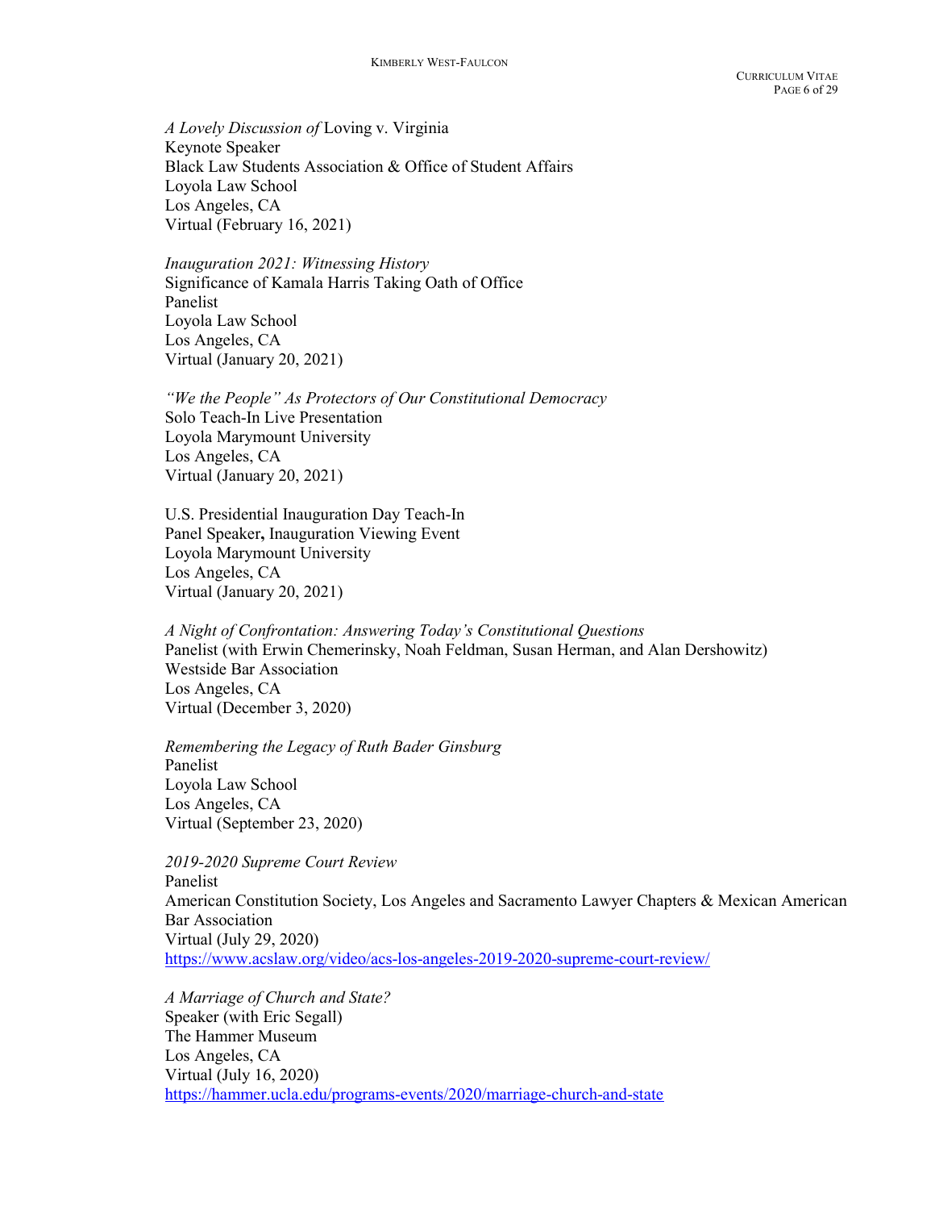*A Lovely Discussion of* Loving v. Virginia
Keynote Speaker
Black Law Students Association & Office of Student Affairs
Loyola Law School
Los Angeles, CA
Virtual (February 16, 2021)

*Inauguration 2021: Witnessing History*
Significance of Kamala Harris Taking Oath of Office
Panelist
Loyola Law School
Los Angeles, CA
Virtual (January 20, 2021)

*"We the People" As Protectors of Our Constitutional Democracy*
Solo Teach-In Live Presentation
Loyola Marymount University
Los Angeles, CA
Virtual (January 20, 2021)

U.S. Presidential Inauguration Day Teach-In
Panel Speaker**,** Inauguration Viewing Event
Loyola Marymount University
Los Angeles, CA
Virtual (January 20, 2021)

*A Night of Confrontation: Answering Today's Constitutional Questions*
Panelist (with Erwin Chemerinsky, Noah Feldman, Susan Herman, and Alan Dershowitz)
Westside Bar Association
Los Angeles, CA
Virtual (December 3, 2020)

*Remembering the Legacy of Ruth Bader Ginsburg*
Panelist
Loyola Law School
Los Angeles, CA
Virtual (September 23, 2020)

*2019-2020 Supreme Court Review*
Panelist
American Constitution Society, Los Angeles and Sacramento Lawyer Chapters & Mexican American Bar Association
Virtual (July 29, 2020)
https://www.acslaw.org/video/acs-los-angeles-2019-2020-supreme-court-review/

*A Marriage of Church and State?*
Speaker (with Eric Segall)
The Hammer Museum
Los Angeles, CA
Virtual (July 16, 2020)
https://hammer.ucla.edu/programs-events/2020/marriage-church-and-state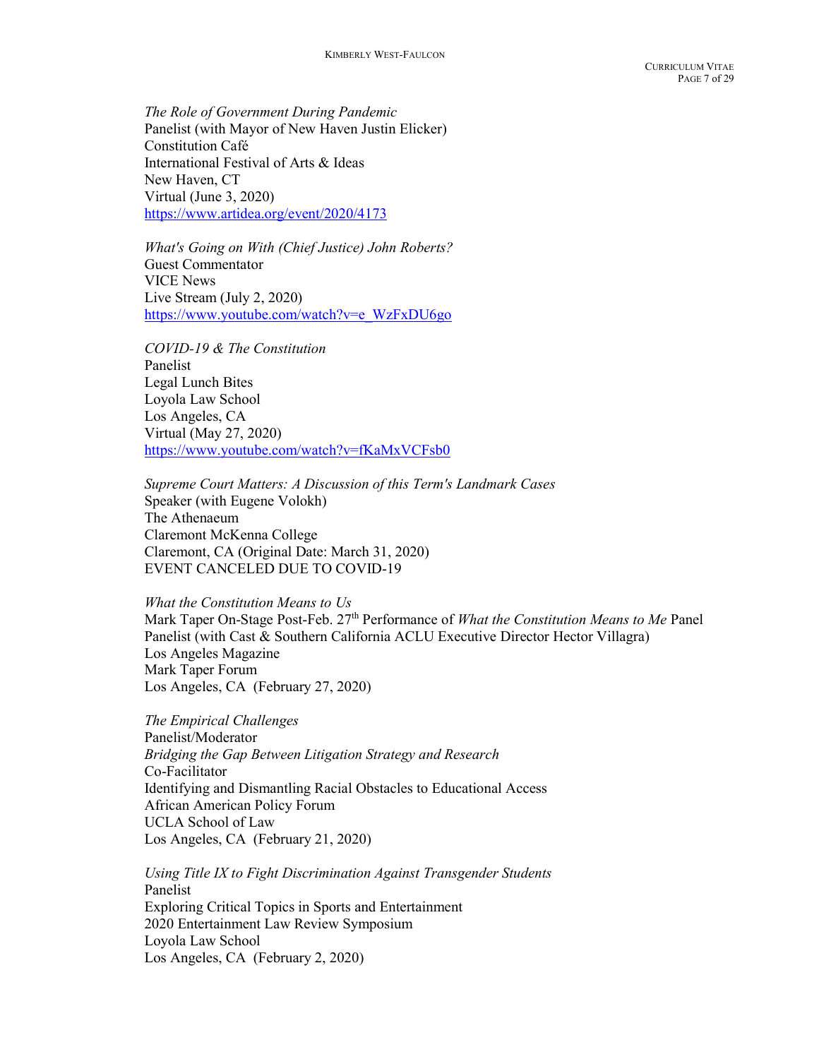*The Role of Government During Pandemic*
Panelist (with Mayor of New Haven Justin Elicker)
Constitution Café
International Festival of Arts & Ideas
New Haven, CT
Virtual (June 3, 2020)
https://www.artidea.org/event/2020/4173

*What's Going on With (Chief Justice) John Roberts?*
Guest Commentator
VICE News
Live Stream (July 2, 2020)
https://www.youtube.com/watch?v=e_WzFxDU6go

*COVID-19 & The Constitution*
Panelist
Legal Lunch Bites
Loyola Law School
Los Angeles, CA
Virtual (May 27, 2020)
https://www.youtube.com/watch?v=fKaMxVCFsb0

*Supreme Court Matters: A Discussion of this Term's Landmark Cases*
Speaker (with Eugene Volokh)
The Athenaeum
Claremont McKenna College
Claremont, CA (Original Date: March 31, 2020)
EVENT CANCELED DUE TO COVID-19

*What the Constitution Means to Us*
Mark Taper On-Stage Post-Feb. 27th Performance of *What the Constitution Means to Me* Panel
Panelist (with Cast & Southern California ACLU Executive Director Hector Villagra)
Los Angeles Magazine
Mark Taper Forum
Los Angeles, CA (February 27, 2020)

*The Empirical Challenges*
Panelist/Moderator
*Bridging the Gap Between Litigation Strategy and Research*
Co-Facilitator
Identifying and Dismantling Racial Obstacles to Educational Access
African American Policy Forum
UCLA School of Law
Los Angeles, CA (February 21, 2020)

*Using Title IX to Fight Discrimination Against Transgender Students*
Panelist
Exploring Critical Topics in Sports and Entertainment
2020 Entertainment Law Review Symposium
Loyola Law School
Los Angeles, CA (February 2, 2020)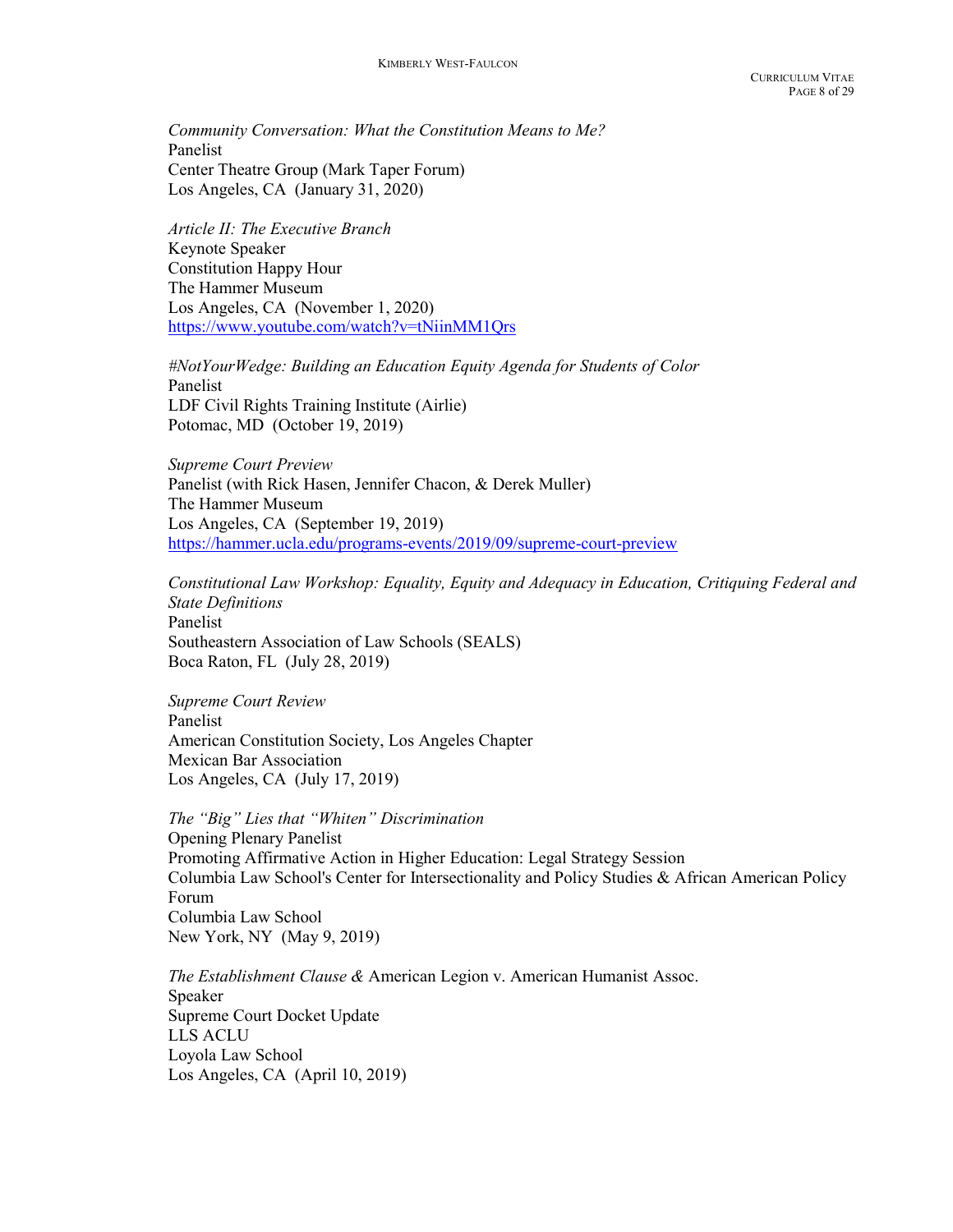*Community Conversation: What the Constitution Means to Me?*
Panelist
Center Theatre Group (Mark Taper Forum)
Los Angeles, CA (January 31, 2020)

*Article II: The Executive Branch*
Keynote Speaker
Constitution Happy Hour
The Hammer Museum
Los Angeles, CA (November 1, 2020)
https://www.youtube.com/watch?v=tNiinMM1Qrs

*#NotYourWedge: Building an Education Equity Agenda for Students of Color*
Panelist
LDF Civil Rights Training Institute (Airlie)
Potomac, MD (October 19, 2019)

*Supreme Court Preview*
Panelist (with Rick Hasen, Jennifer Chacon, & Derek Muller)
The Hammer Museum
Los Angeles, CA (September 19, 2019)
https://hammer.ucla.edu/programs-events/2019/09/supreme-court-preview

*Constitutional Law Workshop: Equality, Equity and Adequacy in Education, Critiquing Federal and State Definitions*
Panelist
Southeastern Association of Law Schools (SEALS)
Boca Raton, FL (July 28, 2019)

*Supreme Court Review*
Panelist
American Constitution Society, Los Angeles Chapter
Mexican Bar Association
Los Angeles, CA (July 17, 2019)

*The "Big" Lies that "Whiten" Discrimination*
Opening Plenary Panelist
Promoting Affirmative Action in Higher Education: Legal Strategy Session
Columbia Law School's Center for Intersectionality and Policy Studies & African American Policy Forum
Columbia Law School
New York, NY (May 9, 2019)

*The Establishment Clause &* American Legion v. American Humanist Assoc.
Speaker
Supreme Court Docket Update
LLS ACLU
Loyola Law School
Los Angeles, CA (April 10, 2019)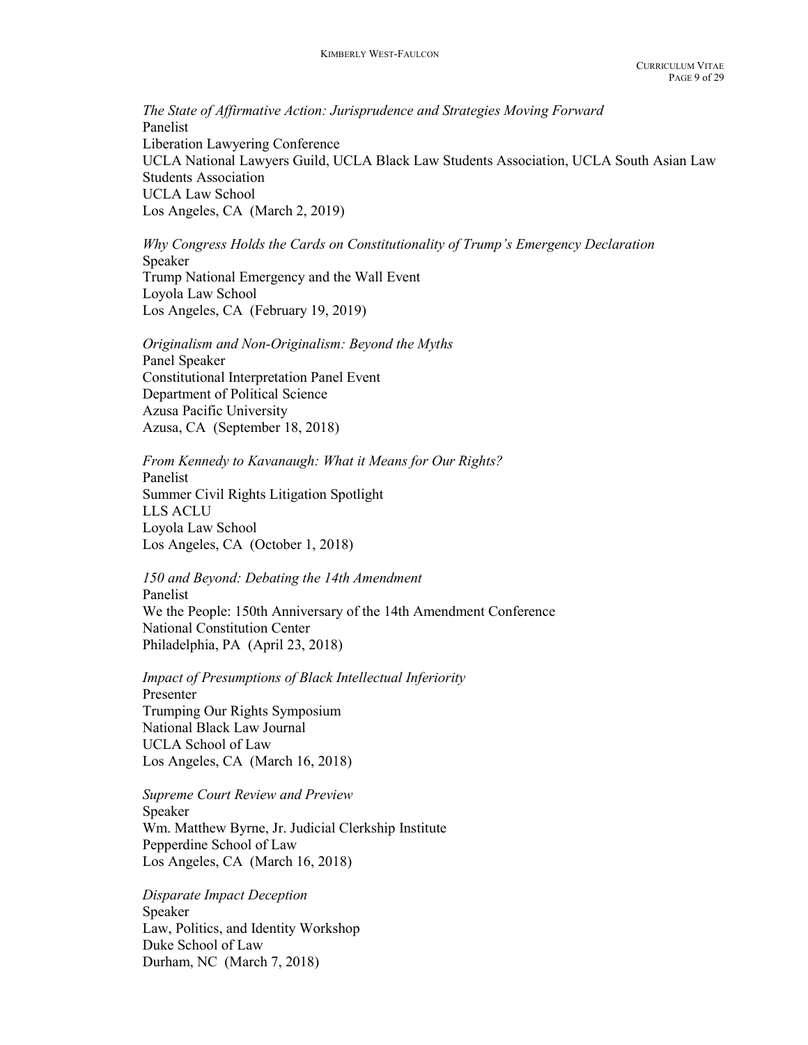*The State of Affirmative Action: Jurisprudence and Strategies Moving Forward*
Panelist
Liberation Lawyering Conference
UCLA National Lawyers Guild, UCLA Black Law Students Association, UCLA South Asian Law Students Association
UCLA Law School
Los Angeles, CA (March 2, 2019)

*Why Congress Holds the Cards on Constitutionality of Trump's Emergency Declaration*
Speaker
Trump National Emergency and the Wall Event
Loyola Law School
Los Angeles, CA (February 19, 2019)

*Originalism and Non-Originalism: Beyond the Myths*
Panel Speaker
Constitutional Interpretation Panel Event
Department of Political Science
Azusa Pacific University
Azusa, CA (September 18, 2018)

*From Kennedy to Kavanaugh: What it Means for Our Rights?*
Panelist
Summer Civil Rights Litigation Spotlight
LLS ACLU
Loyola Law School
Los Angeles, CA (October 1, 2018)

*150 and Beyond: Debating the 14th Amendment*
Panelist
We the People: 150th Anniversary of the 14th Amendment Conference
National Constitution Center
Philadelphia, PA (April 23, 2018)

*Impact of Presumptions of Black Intellectual Inferiority*
Presenter
Trumping Our Rights Symposium
National Black Law Journal
UCLA School of Law
Los Angeles, CA (March 16, 2018)

*Supreme Court Review and Preview*
Speaker
Wm. Matthew Byrne, Jr. Judicial Clerkship Institute
Pepperdine School of Law
Los Angeles, CA (March 16, 2018)

*Disparate Impact Deception*
Speaker
Law, Politics, and Identity Workshop
Duke School of Law
Durham, NC (March 7, 2018)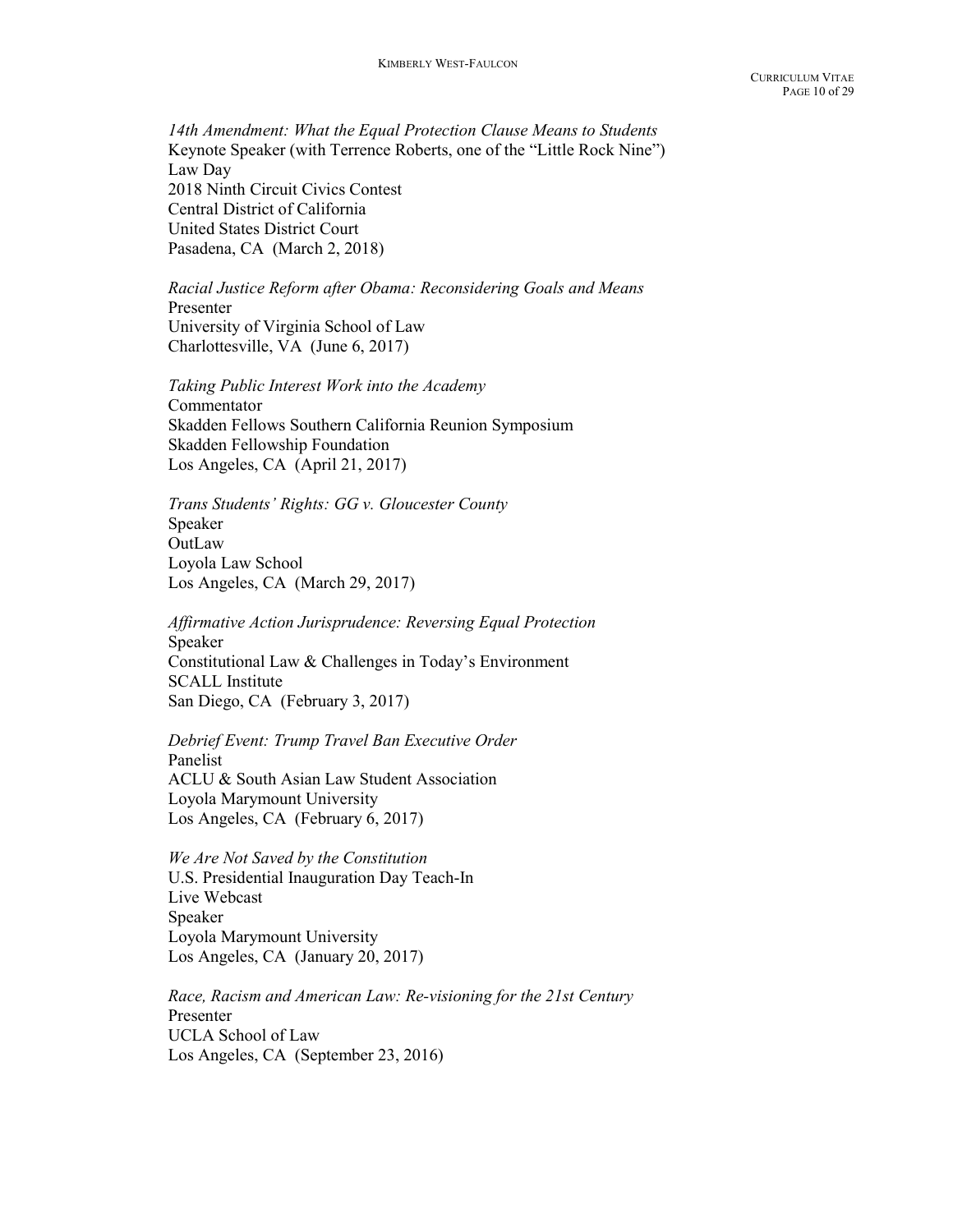*14th Amendment: What the Equal Protection Clause Means to Students*
Keynote Speaker (with Terrence Roberts, one of the "Little Rock Nine")
Law Day
2018 Ninth Circuit Civics Contest
Central District of California
United States District Court
Pasadena, CA (March 2, 2018)

*Racial Justice Reform after Obama: Reconsidering Goals and Means*
Presenter
University of Virginia School of Law
Charlottesville, VA (June 6, 2017)

*Taking Public Interest Work into the Academy*
Commentator
Skadden Fellows Southern California Reunion Symposium
Skadden Fellowship Foundation
Los Angeles, CA (April 21, 2017)

*Trans Students' Rights: GG v. Gloucester County*
Speaker
OutLaw
Loyola Law School
Los Angeles, CA (March 29, 2017)

*Affirmative Action Jurisprudence: Reversing Equal Protection*
Speaker
Constitutional Law & Challenges in Today's Environment
SCALL Institute
San Diego, CA (February 3, 2017)

*Debrief Event: Trump Travel Ban Executive Order*
Panelist
ACLU & South Asian Law Student Association
Loyola Marymount University
Los Angeles, CA (February 6, 2017)

*We Are Not Saved by the Constitution*
U.S. Presidential Inauguration Day Teach-In
Live Webcast
Speaker
Loyola Marymount University
Los Angeles, CA (January 20, 2017)

*Race, Racism and American Law: Re-visioning for the 21st Century*
Presenter
UCLA School of Law
Los Angeles, CA (September 23, 2016)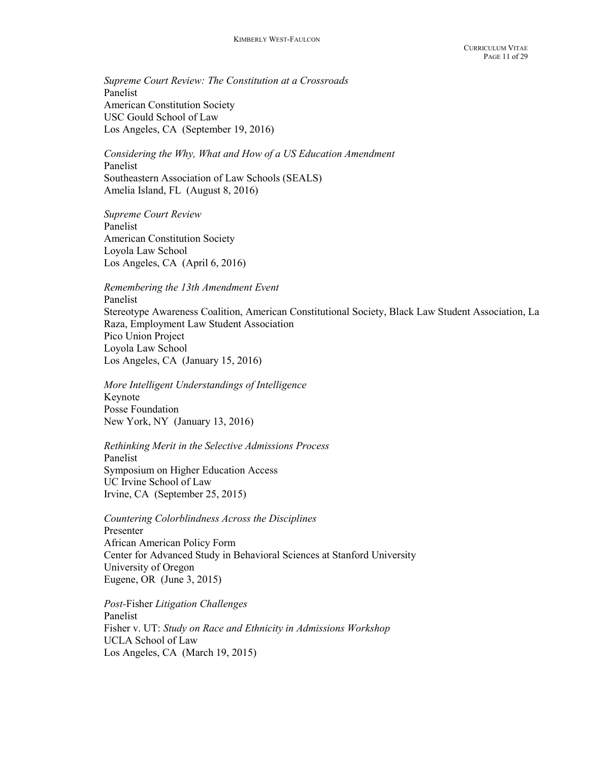*Supreme Court Review: The Constitution at a Crossroads*
Panelist
American Constitution Society
USC Gould School of Law
Los Angeles, CA (September 19, 2016)

*Considering the Why, What and How of a US Education Amendment*
Panelist
Southeastern Association of Law Schools (SEALS)
Amelia Island, FL (August 8, 2016)

*Supreme Court Review*
Panelist
American Constitution Society
Loyola Law School
Los Angeles, CA (April 6, 2016)

*Remembering the 13th Amendment Event*
Panelist
Stereotype Awareness Coalition, American Constitutional Society, Black Law Student Association, La Raza, Employment Law Student Association
Pico Union Project
Loyola Law School
Los Angeles, CA (January 15, 2016)

*More Intelligent Understandings of Intelligence*
Keynote
Posse Foundation
New York, NY (January 13, 2016)

*Rethinking Merit in the Selective Admissions Process*
Panelist
Symposium on Higher Education Access
UC Irvine School of Law
Irvine, CA (September 25, 2015)

*Countering Colorblindness Across the Disciplines*
Presenter
African American Policy Form
Center for Advanced Study in Behavioral Sciences at Stanford University
University of Oregon
Eugene, OR (June 3, 2015)

*Post-*Fisher *Litigation Challenges*
Panelist
Fisher v. UT: *Study on Race and Ethnicity in Admissions Workshop*
UCLA School of Law
Los Angeles, CA (March 19, 2015)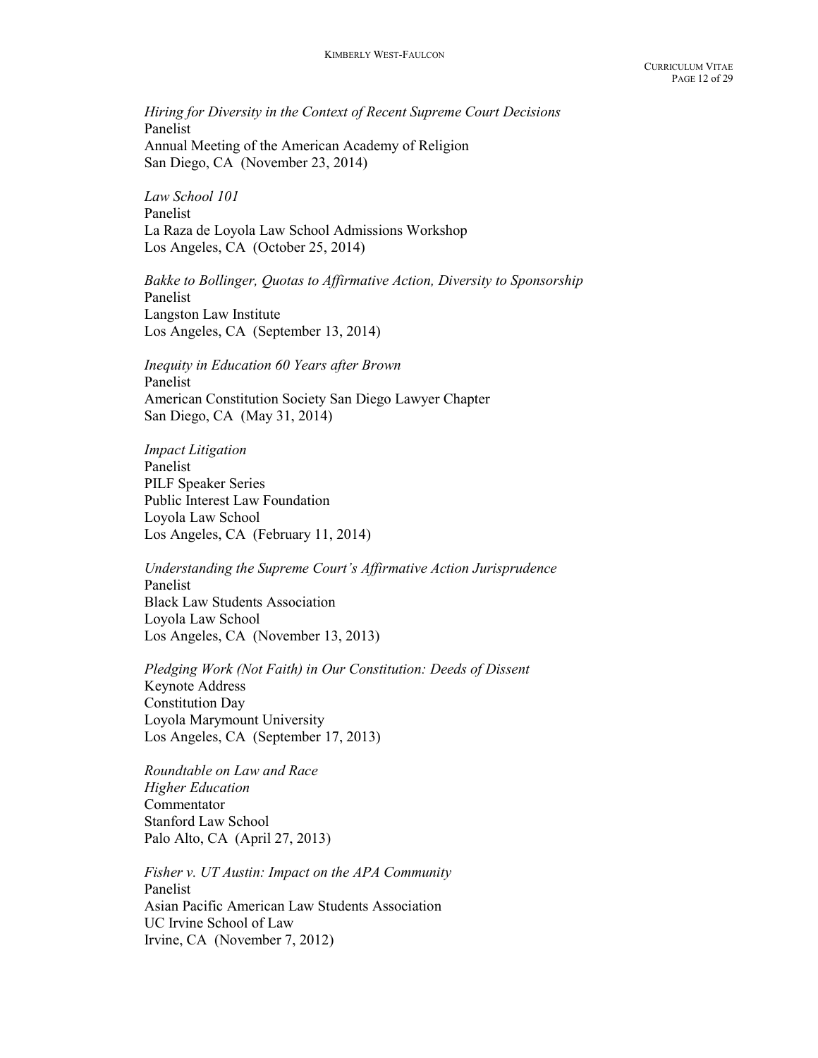*Hiring for Diversity in the Context of Recent Supreme Court Decisions*
Panelist
Annual Meeting of the American Academy of Religion
San Diego, CA (November 23, 2014)

*Law School 101*
Panelist
La Raza de Loyola Law School Admissions Workshop
Los Angeles, CA (October 25, 2014)

*Bakke to Bollinger, Quotas to Affirmative Action, Diversity to Sponsorship*
Panelist
Langston Law Institute
Los Angeles, CA (September 13, 2014)

*Inequity in Education 60 Years after Brown*
Panelist
American Constitution Society San Diego Lawyer Chapter
San Diego, CA (May 31, 2014)

*Impact Litigation*
Panelist
PILF Speaker Series
Public Interest Law Foundation
Loyola Law School
Los Angeles, CA (February 11, 2014)

*Understanding the Supreme Court's Affirmative Action Jurisprudence*
Panelist
Black Law Students Association
Loyola Law School
Los Angeles, CA (November 13, 2013)

*Pledging Work (Not Faith) in Our Constitution: Deeds of Dissent*
Keynote Address
Constitution Day
Loyola Marymount University
Los Angeles, CA (September 17, 2013)

*Roundtable on Law and Race*
*Higher Education*
Commentator
Stanford Law School
Palo Alto, CA (April 27, 2013)

*Fisher v. UT Austin: Impact on the APA Community*
Panelist
Asian Pacific American Law Students Association
UC Irvine School of Law
Irvine, CA (November 7, 2012)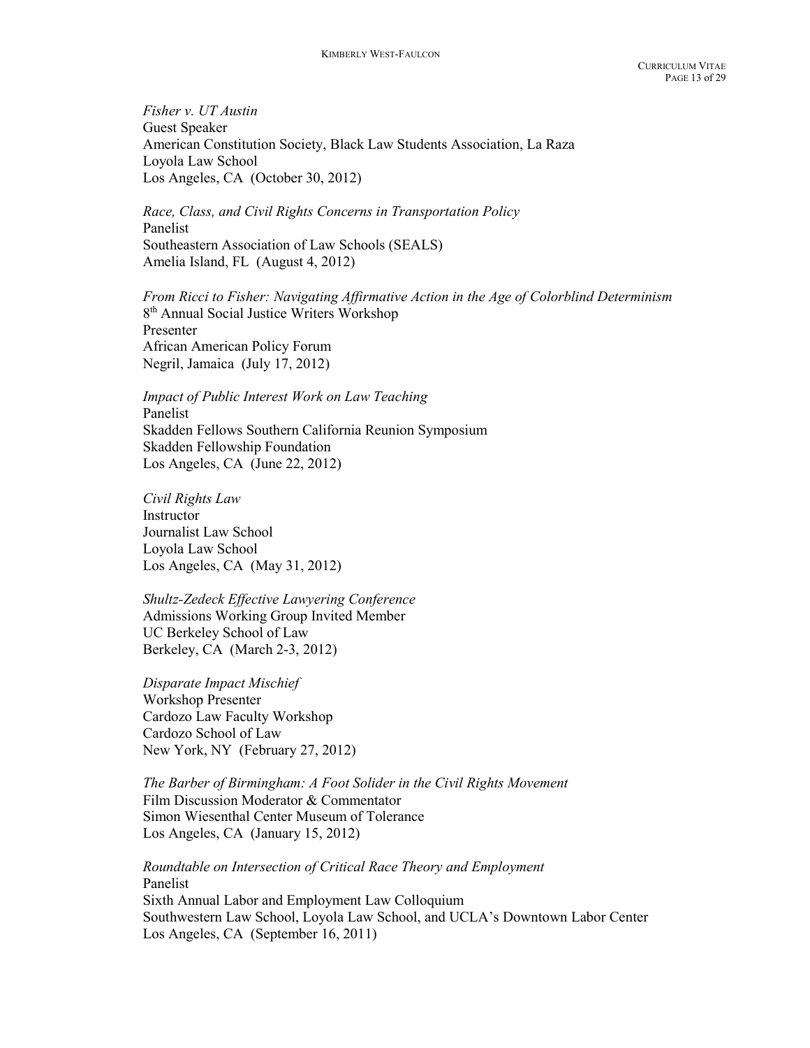*Fisher v. UT Austin*
Guest Speaker
American Constitution Society, Black Law Students Association, La Raza
Loyola Law School
Los Angeles, CA (October 30, 2012)

*Race, Class, and Civil Rights Concerns in Transportation Policy*
Panelist
Southeastern Association of Law Schools (SEALS)
Amelia Island, FL (August 4, 2012)

*From Ricci to Fisher: Navigating Affirmative Action in the Age of Colorblind Determinism*
8th Annual Social Justice Writers Workshop
Presenter
African American Policy Forum
Negril, Jamaica (July 17, 2012)

*Impact of Public Interest Work on Law Teaching*
Panelist
Skadden Fellows Southern California Reunion Symposium
Skadden Fellowship Foundation
Los Angeles, CA (June 22, 2012)

*Civil Rights Law*
Instructor
Journalist Law School
Loyola Law School
Los Angeles, CA (May 31, 2012)

*Shultz-Zedeck Effective Lawyering Conference*
Admissions Working Group Invited Member
UC Berkeley School of Law
Berkeley, CA (March 2-3, 2012)

*Disparate Impact Mischief*
Workshop Presenter
Cardozo Law Faculty Workshop
Cardozo School of Law
New York, NY (February 27, 2012)

*The Barber of Birmingham: A Foot Solider in the Civil Rights Movement*
Film Discussion Moderator & Commentator
Simon Wiesenthal Center Museum of Tolerance
Los Angeles, CA (January 15, 2012)

*Roundtable on Intersection of Critical Race Theory and Employment*
Panelist
Sixth Annual Labor and Employment Law Colloquium
Southwestern Law School, Loyola Law School, and UCLA's Downtown Labor Center
Los Angeles, CA (September 16, 2011)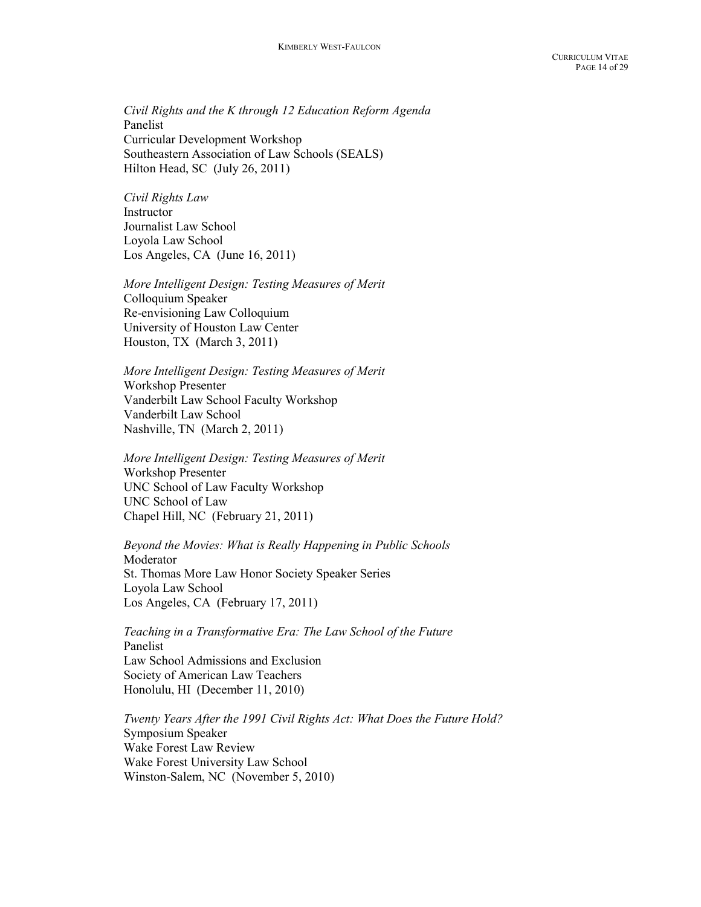*Civil Rights and the K through 12 Education Reform Agenda*
Panelist
Curricular Development Workshop
Southeastern Association of Law Schools (SEALS)
Hilton Head, SC (July 26, 2011)

*Civil Rights Law*
Instructor
Journalist Law School
Loyola Law School
Los Angeles, CA (June 16, 2011)

*More Intelligent Design: Testing Measures of Merit*
Colloquium Speaker
Re-envisioning Law Colloquium
University of Houston Law Center
Houston, TX (March 3, 2011)

*More Intelligent Design: Testing Measures of Merit*
Workshop Presenter
Vanderbilt Law School Faculty Workshop
Vanderbilt Law School
Nashville, TN (March 2, 2011)

*More Intelligent Design: Testing Measures of Merit*
Workshop Presenter
UNC School of Law Faculty Workshop
UNC School of Law
Chapel Hill, NC (February 21, 2011)

*Beyond the Movies: What is Really Happening in Public Schools*
Moderator
St. Thomas More Law Honor Society Speaker Series
Loyola Law School
Los Angeles, CA (February 17, 2011)

*Teaching in a Transformative Era: The Law School of the Future*
Panelist
Law School Admissions and Exclusion
Society of American Law Teachers
Honolulu, HI (December 11, 2010)

*Twenty Years After the 1991 Civil Rights Act: What Does the Future Hold?*
Symposium Speaker
Wake Forest Law Review
Wake Forest University Law School
Winston-Salem, NC (November 5, 2010)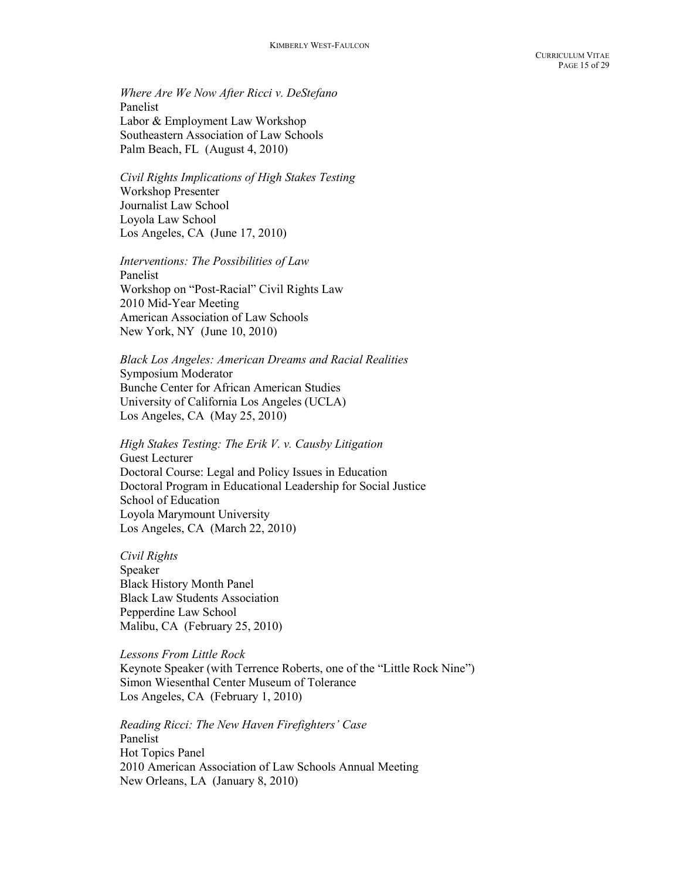*Where Are We Now After Ricci v. DeStefano*
Panelist
Labor & Employment Law Workshop
Southeastern Association of Law Schools
Palm Beach, FL (August 4, 2010)

*Civil Rights Implications of High Stakes Testing*
Workshop Presenter
Journalist Law School
Loyola Law School
Los Angeles, CA (June 17, 2010)

*Interventions: The Possibilities of Law*
Panelist
Workshop on "Post-Racial" Civil Rights Law
2010 Mid-Year Meeting
American Association of Law Schools
New York, NY (June 10, 2010)

*Black Los Angeles: American Dreams and Racial Realities*
Symposium Moderator
Bunche Center for African American Studies
University of California Los Angeles (UCLA)
Los Angeles, CA (May 25, 2010)

*High Stakes Testing: The Erik V. v. Causby Litigation*
Guest Lecturer
Doctoral Course: Legal and Policy Issues in Education
Doctoral Program in Educational Leadership for Social Justice
School of Education
Loyola Marymount University
Los Angeles, CA (March 22, 2010)

*Civil Rights*
Speaker
Black History Month Panel
Black Law Students Association
Pepperdine Law School
Malibu, CA (February 25, 2010)

*Lessons From Little Rock*
Keynote Speaker (with Terrence Roberts, one of the "Little Rock Nine")
Simon Wiesenthal Center Museum of Tolerance
Los Angeles, CA (February 1, 2010)

*Reading Ricci: The New Haven Firefighters' Case*
Panelist
Hot Topics Panel
2010 American Association of Law Schools Annual Meeting
New Orleans, LA (January 8, 2010)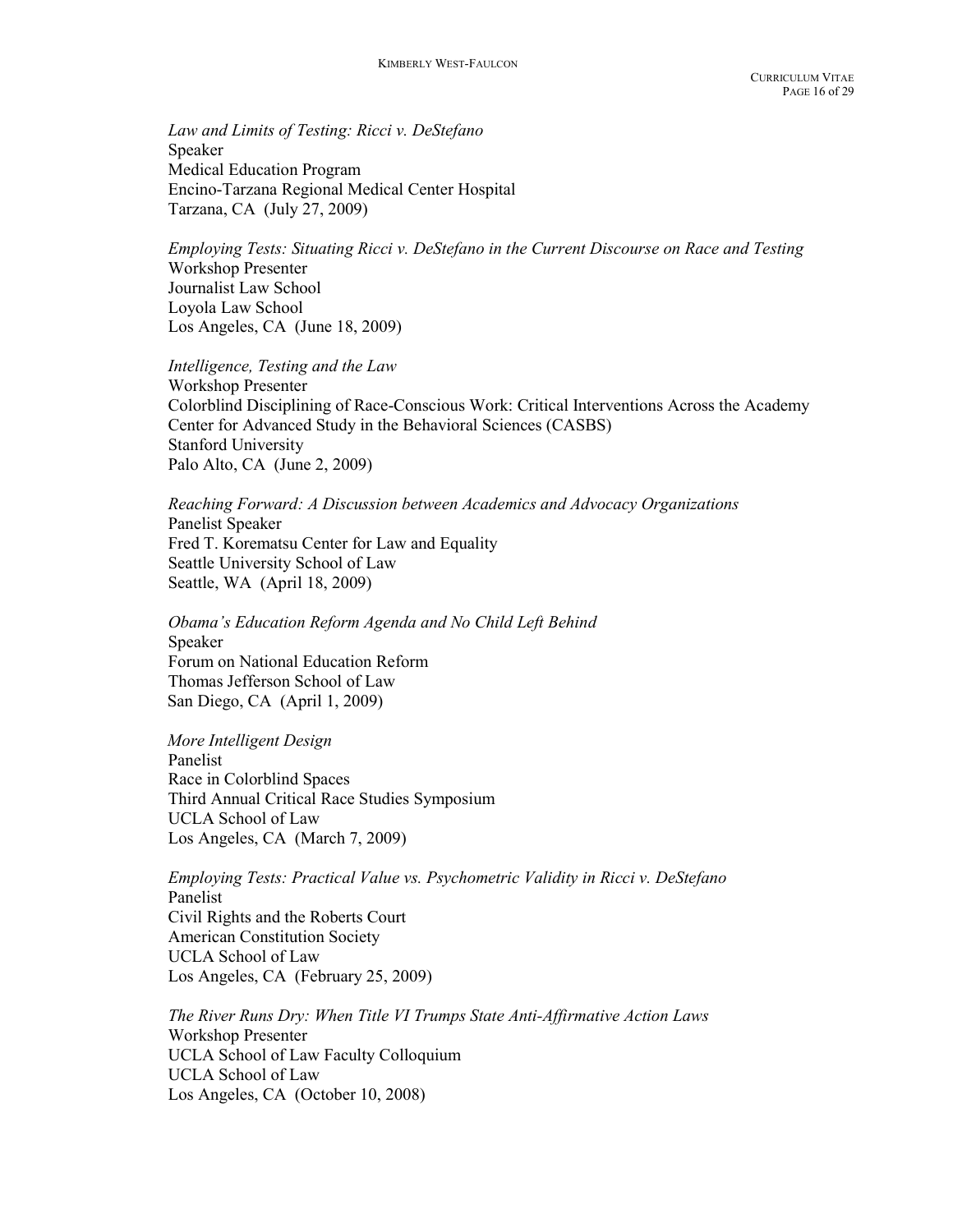*Law and Limits of Testing: Ricci v. DeStefano*
Speaker
Medical Education Program
Encino-Tarzana Regional Medical Center Hospital
Tarzana, CA (July 27, 2009)

*Employing Tests: Situating Ricci v. DeStefano in the Current Discourse on Race and Testing*
Workshop Presenter
Journalist Law School
Loyola Law School
Los Angeles, CA (June 18, 2009)

*Intelligence, Testing and the Law*
Workshop Presenter
Colorblind Disciplining of Race-Conscious Work: Critical Interventions Across the Academy
Center for Advanced Study in the Behavioral Sciences (CASBS)
Stanford University
Palo Alto, CA (June 2, 2009)

*Reaching Forward: A Discussion between Academics and Advocacy Organizations*
Panelist Speaker
Fred T. Korematsu Center for Law and Equality
Seattle University School of Law
Seattle, WA (April 18, 2009)

*Obama's Education Reform Agenda and No Child Left Behind*
Speaker
Forum on National Education Reform
Thomas Jefferson School of Law
San Diego, CA (April 1, 2009)

*More Intelligent Design*
Panelist
Race in Colorblind Spaces
Third Annual Critical Race Studies Symposium
UCLA School of Law
Los Angeles, CA (March 7, 2009)

*Employing Tests: Practical Value vs. Psychometric Validity in Ricci v. DeStefano*
Panelist
Civil Rights and the Roberts Court
American Constitution Society
UCLA School of Law
Los Angeles, CA (February 25, 2009)

*The River Runs Dry: When Title VI Trumps State Anti-Affirmative Action Laws*
Workshop Presenter
UCLA School of Law Faculty Colloquium
UCLA School of Law
Los Angeles, CA (October 10, 2008)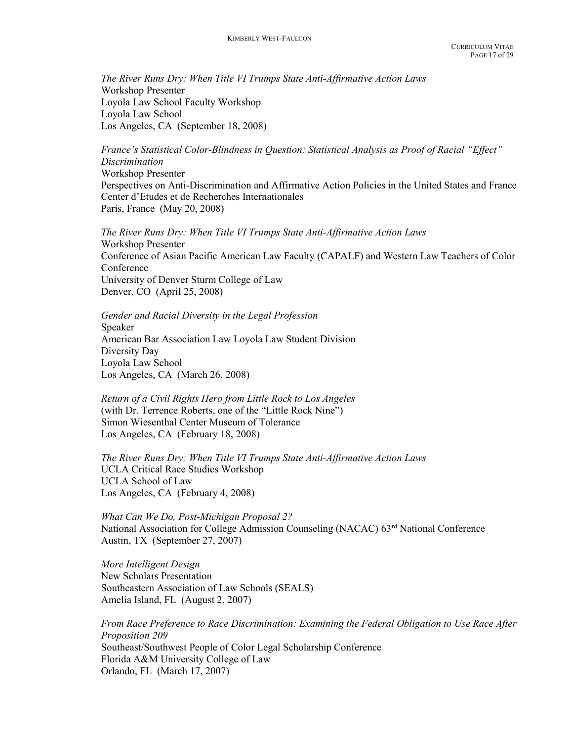*The River Runs Dry: When Title VI Trumps State Anti-Affirmative Action Laws*
Workshop Presenter
Loyola Law School Faculty Workshop
Loyola Law School
Los Angeles, CA (September 18, 2008)

*France's Statistical Color-Blindness in Question: Statistical Analysis as Proof of Racial "Effect" Discrimination*
Workshop Presenter
Perspectives on Anti-Discrimination and Affirmative Action Policies in the United States and France
Center d'Etudes et de Recherches Internationales
Paris, France (May 20, 2008)

*The River Runs Dry: When Title VI Trumps State Anti-Affirmative Action Laws*
Workshop Presenter
Conference of Asian Pacific American Law Faculty (CAPALF) and Western Law Teachers of Color Conference
University of Denver Sturm College of Law
Denver, CO (April 25, 2008)

*Gender and Racial Diversity in the Legal Profession*
Speaker
American Bar Association Law Loyola Law Student Division
Diversity Day
Loyola Law School
Los Angeles, CA (March 26, 2008)

*Return of a Civil Rights Hero from Little Rock to Los Angeles*
(with Dr. Terrence Roberts, one of the "Little Rock Nine")
Simon Wiesenthal Center Museum of Tolerance
Los Angeles, CA (February 18, 2008)

*The River Runs Dry: When Title VI Trumps State Anti-Affirmative Action Laws*
UCLA Critical Race Studies Workshop
UCLA School of Law
Los Angeles, CA (February 4, 2008)

*What Can We Do, Post-Michigan Proposal 2?*
National Association for College Admission Counseling (NACAC) 63rd National Conference
Austin, TX (September 27, 2007)

*More Intelligent Design*
New Scholars Presentation
Southeastern Association of Law Schools (SEALS)
Amelia Island, FL (August 2, 2007)

*From Race Preference to Race Discrimination: Examining the Federal Obligation to Use Race After Proposition 209*
Southeast/Southwest People of Color Legal Scholarship Conference
Florida A&M University College of Law
Orlando, FL (March 17, 2007)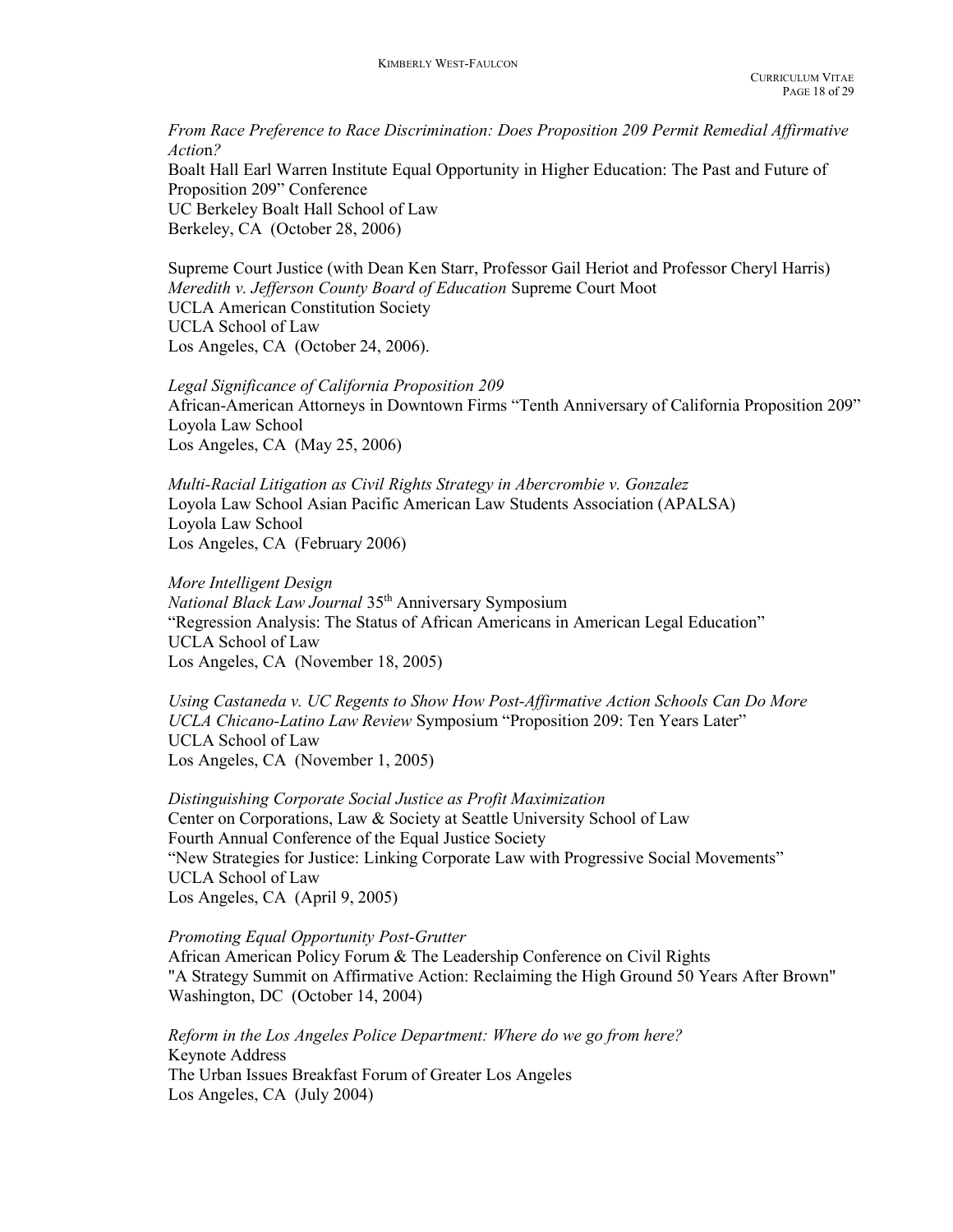*From Race Preference to Race Discrimination: Does Proposition 209 Permit Remedial Affirmative Action?*
Boalt Hall Earl Warren Institute Equal Opportunity in Higher Education: The Past and Future of Proposition 209" Conference
UC Berkeley Boalt Hall School of Law
Berkeley, CA (October 28, 2006)

Supreme Court Justice (with Dean Ken Starr, Professor Gail Heriot and Professor Cheryl Harris)
*Meredith v. Jefferson County Board of Education* Supreme Court Moot
UCLA American Constitution Society
UCLA School of Law
Los Angeles, CA (October 24, 2006).

*Legal Significance of California Proposition 209*
African-American Attorneys in Downtown Firms "Tenth Anniversary of California Proposition 209"
Loyola Law School
Los Angeles, CA (May 25, 2006)

*Multi-Racial Litigation as Civil Rights Strategy in Abercrombie v. Gonzalez*
Loyola Law School Asian Pacific American Law Students Association (APALSA)
Loyola Law School
Los Angeles, CA (February 2006)

*More Intelligent Design*
*National Black Law Journal* 35th Anniversary Symposium
"Regression Analysis: The Status of African Americans in American Legal Education"
UCLA School of Law
Los Angeles, CA (November 18, 2005)

*Using Castaneda v. UC Regents to Show How Post-Affirmative Action Schools Can Do More*
*UCLA Chicano-Latino Law Review* Symposium "Proposition 209: Ten Years Later"
UCLA School of Law
Los Angeles, CA (November 1, 2005)

*Distinguishing Corporate Social Justice as Profit Maximization*
Center on Corporations, Law & Society at Seattle University School of Law
Fourth Annual Conference of the Equal Justice Society
"New Strategies for Justice: Linking Corporate Law with Progressive Social Movements"
UCLA School of Law
Los Angeles, CA (April 9, 2005)

*Promoting Equal Opportunity Post-Grutter*
African American Policy Forum & The Leadership Conference on Civil Rights
"A Strategy Summit on Affirmative Action: Reclaiming the High Ground 50 Years After Brown"
Washington, DC (October 14, 2004)

*Reform in the Los Angeles Police Department: Where do we go from here?*
Keynote Address
The Urban Issues Breakfast Forum of Greater Los Angeles
Los Angeles, CA (July 2004)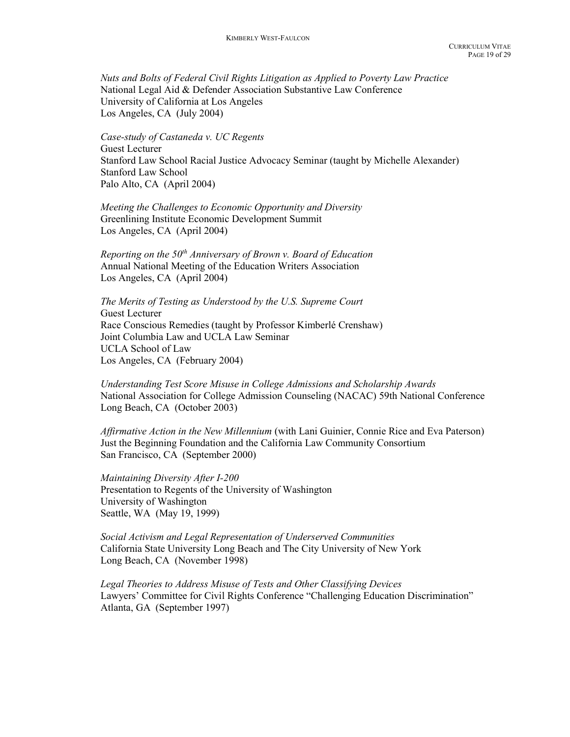*Nuts and Bolts of Federal Civil Rights Litigation as Applied to Poverty Law Practice*
National Legal Aid & Defender Association Substantive Law Conference
University of California at Los Angeles
Los Angeles, CA (July 2004)

*Case-study of Castaneda v. UC Regents*
Guest Lecturer
Stanford Law School Racial Justice Advocacy Seminar (taught by Michelle Alexander)
Stanford Law School
Palo Alto, CA (April 2004)

*Meeting the Challenges to Economic Opportunity and Diversity*
Greenlining Institute Economic Development Summit
Los Angeles, CA (April 2004)

*Reporting on the 50th Anniversary of Brown v. Board of Education*
Annual National Meeting of the Education Writers Association
Los Angeles, CA (April 2004)

*The Merits of Testing as Understood by the U.S. Supreme Court*
Guest Lecturer
Race Conscious Remedies (taught by Professor Kimberlé Crenshaw)
Joint Columbia Law and UCLA Law Seminar
UCLA School of Law
Los Angeles, CA (February 2004)

*Understanding Test Score Misuse in College Admissions and Scholarship Awards*
National Association for College Admission Counseling (NACAC) 59th National Conference
Long Beach, CA (October 2003)

*Affirmative Action in the New Millennium* (with Lani Guinier, Connie Rice and Eva Paterson)
Just the Beginning Foundation and the California Law Community Consortium
San Francisco, CA (September 2000)

*Maintaining Diversity After I-200*
Presentation to Regents of the University of Washington
University of Washington
Seattle, WA (May 19, 1999)

*Social Activism and Legal Representation of Underserved Communities*
California State University Long Beach and The City University of New York
Long Beach, CA (November 1998)

*Legal Theories to Address Misuse of Tests and Other Classifying Devices*
Lawyers' Committee for Civil Rights Conference "Challenging Education Discrimination"
Atlanta, GA (September 1997)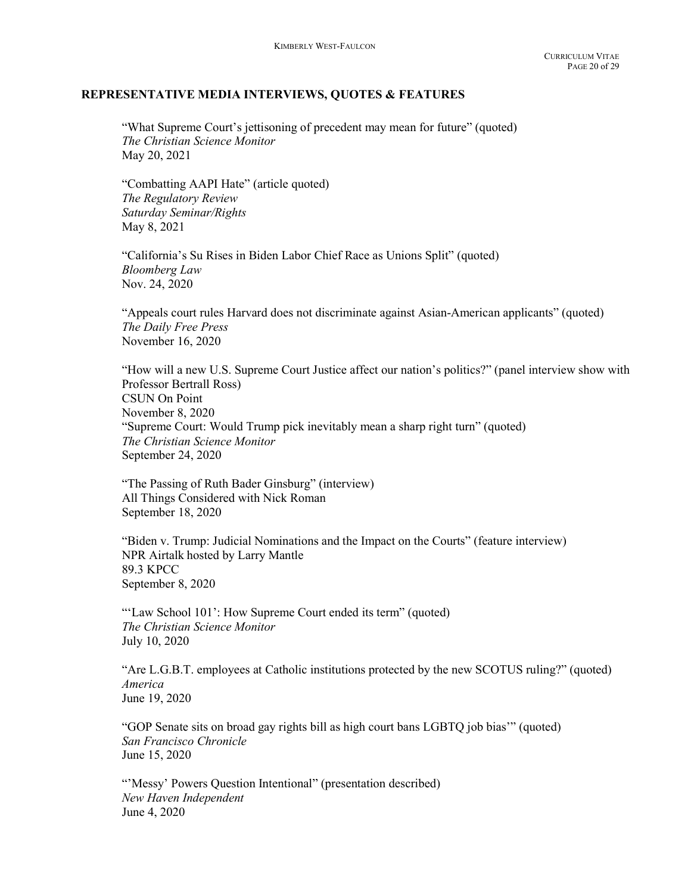## REPRESENTATIVE MEDIA INTERVIEWS, QUOTES & FEATURES

"What Supreme Court's jettisoning of precedent may mean for future" (quoted)
*The Christian Science Monitor*
May 20, 2021

"Combatting AAPI Hate" (article quoted)
*The Regulatory Review*
*Saturday Seminar/Rights*
May 8, 2021

"California's Su Rises in Biden Labor Chief Race as Unions Split" (quoted)
*Bloomberg Law*
Nov. 24, 2020

"Appeals court rules Harvard does not discriminate against Asian-American applicants" (quoted)
*The Daily Free Press*
November 16, 2020

"How will a new U.S. Supreme Court Justice affect our nation's politics?" (panel interview show with Professor Bertrall Ross)
CSUN On Point
November 8, 2020

"Supreme Court: Would Trump pick inevitably mean a sharp right turn" (quoted)
*The Christian Science Monitor*
September 24, 2020

"The Passing of Ruth Bader Ginsburg" (interview)
All Things Considered with Nick Roman
September 18, 2020

"Biden v. Trump: Judicial Nominations and the Impact on the Courts" (feature interview)
NPR Airtalk hosted by Larry Mantle
89.3 KPCC
September 8, 2020

"'Law School 101': How Supreme Court ended its term" (quoted)
*The Christian Science Monitor*
July 10, 2020

"Are L.G.B.T. employees at Catholic institutions protected by the new SCOTUS ruling?" (quoted)
*America*
June 19, 2020

"GOP Senate sits on broad gay rights bill as high court bans LGBTQ job bias'" (quoted)
*San Francisco Chronicle*
June 15, 2020

"'Messy' Powers Question Intentional" (presentation described)
*New Haven Independent*
June 4, 2020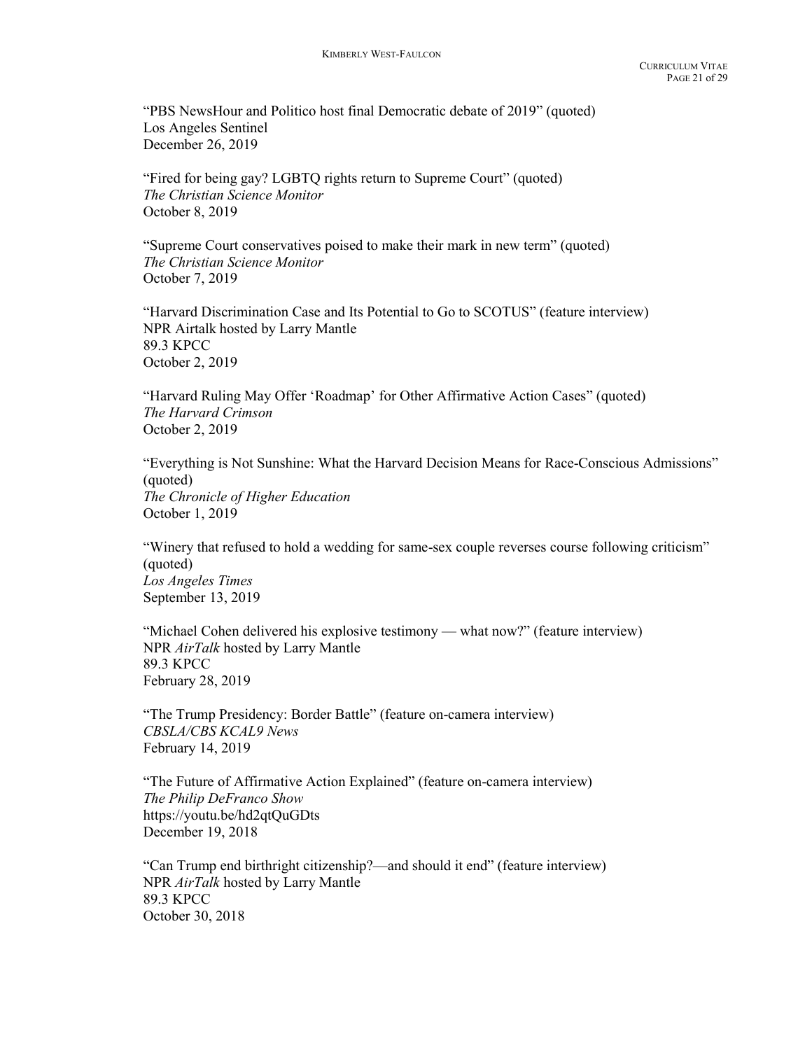"PBS NewsHour and Politico host final Democratic debate of 2019" (quoted)
Los Angeles Sentinel
December 26, 2019

"Fired for being gay? LGBTQ rights return to Supreme Court" (quoted)
*The Christian Science Monitor*
October 8, 2019

"Supreme Court conservatives poised to make their mark in new term" (quoted)
*The Christian Science Monitor*
October 7, 2019

"Harvard Discrimination Case and Its Potential to Go to SCOTUS" (feature interview)
NPR Airtalk hosted by Larry Mantle
89.3 KPCC
October 2, 2019

"Harvard Ruling May Offer 'Roadmap' for Other Affirmative Action Cases" (quoted)
*The Harvard Crimson*
October 2, 2019

"Everything is Not Sunshine: What the Harvard Decision Means for Race-Conscious Admissions" (quoted)
*The Chronicle of Higher Education*
October 1, 2019

"Winery that refused to hold a wedding for same-sex couple reverses course following criticism" (quoted)
*Los Angeles Times*
September 13, 2019

"Michael Cohen delivered his explosive testimony — what now?" (feature interview)
NPR *AirTalk* hosted by Larry Mantle
89.3 KPCC
February 28, 2019

"The Trump Presidency: Border Battle" (feature on-camera interview)
*CBSLA/CBS KCAL9 News*
February 14, 2019

"The Future of Affirmative Action Explained" (feature on-camera interview)
*The Philip DeFranco Show*
https://youtu.be/hd2qtQuGDts
December 19, 2018

"Can Trump end birthright citizenship?—and should it end" (feature interview)
NPR *AirTalk* hosted by Larry Mantle
89.3 KPCC
October 30, 2018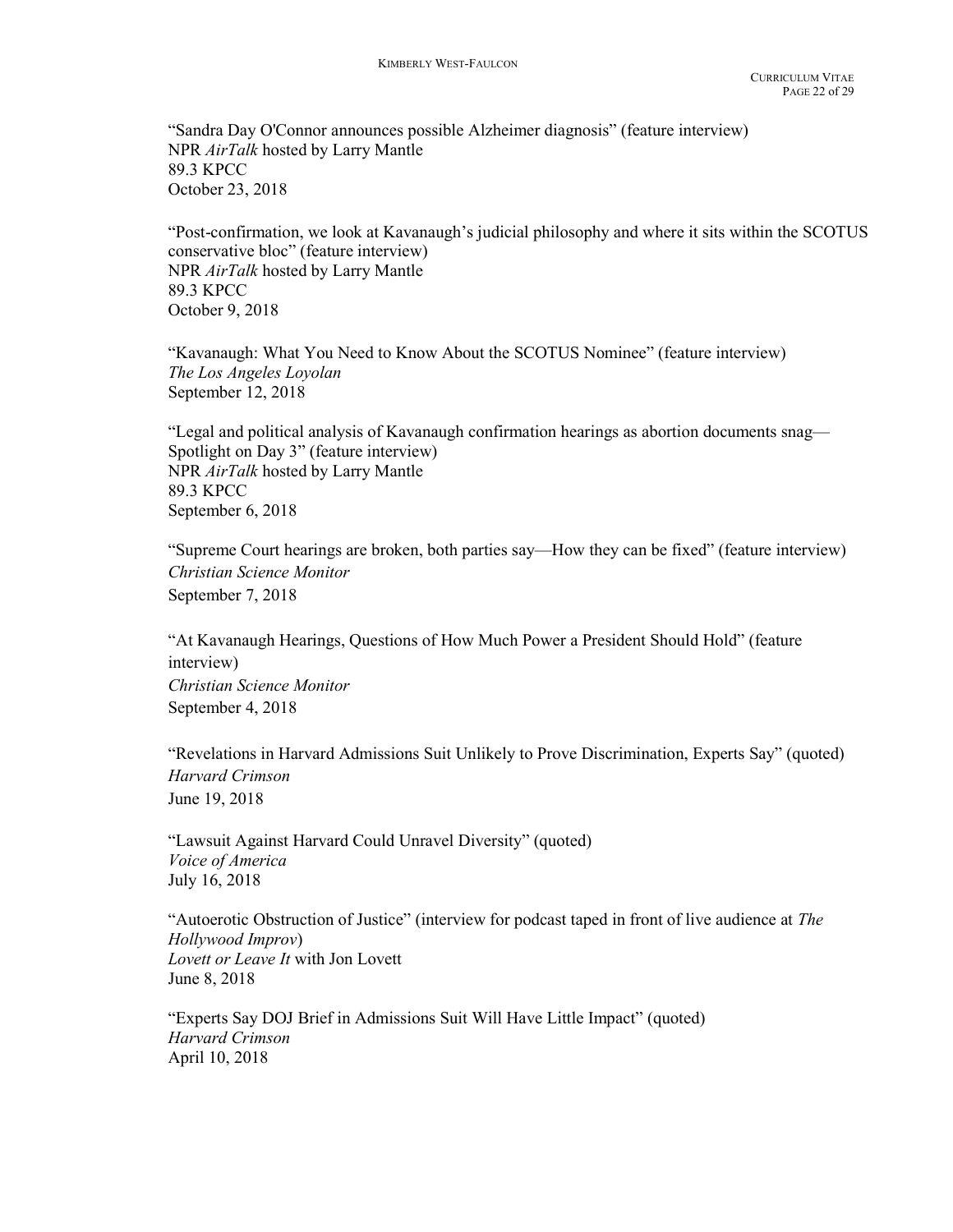“Sandra Day O'Connor announces possible Alzheimer diagnosis” (feature interview)
NPR *AirTalk* hosted by Larry Mantle
89.3 KPCC
October 23, 2018

“Post-confirmation, we look at Kavanaugh’s judicial philosophy and where it sits within the SCOTUS conservative bloc” (feature interview)
NPR *AirTalk* hosted by Larry Mantle
89.3 KPCC
October 9, 2018

“Kavanaugh: What You Need to Know About the SCOTUS Nominee” (feature interview)
*The Los Angeles Loyolan*
September 12, 2018

“Legal and political analysis of Kavanaugh confirmation hearings as abortion documents snag—Spotlight on Day 3” (feature interview)
NPR *AirTalk* hosted by Larry Mantle
89.3 KPCC
September 6, 2018

“Supreme Court hearings are broken, both parties say—How they can be fixed” (feature interview)
*Christian Science Monitor*
September 7, 2018

“At Kavanaugh Hearings, Questions of How Much Power a President Should Hold” (feature interview)
*Christian Science Monitor*
September 4, 2018

“Revelations in Harvard Admissions Suit Unlikely to Prove Discrimination, Experts Say” (quoted)
*Harvard Crimson*
June 19, 2018

“Lawsuit Against Harvard Could Unravel Diversity” (quoted)
*Voice of America*
July 16, 2018

“Autoerotic Obstruction of Justice” (interview for podcast taped in front of live audience at *The Hollywood Improv*)
*Lovett or Leave It* with Jon Lovett
June 8, 2018

“Experts Say DOJ Brief in Admissions Suit Will Have Little Impact” (quoted)
*Harvard Crimson*
April 10, 2018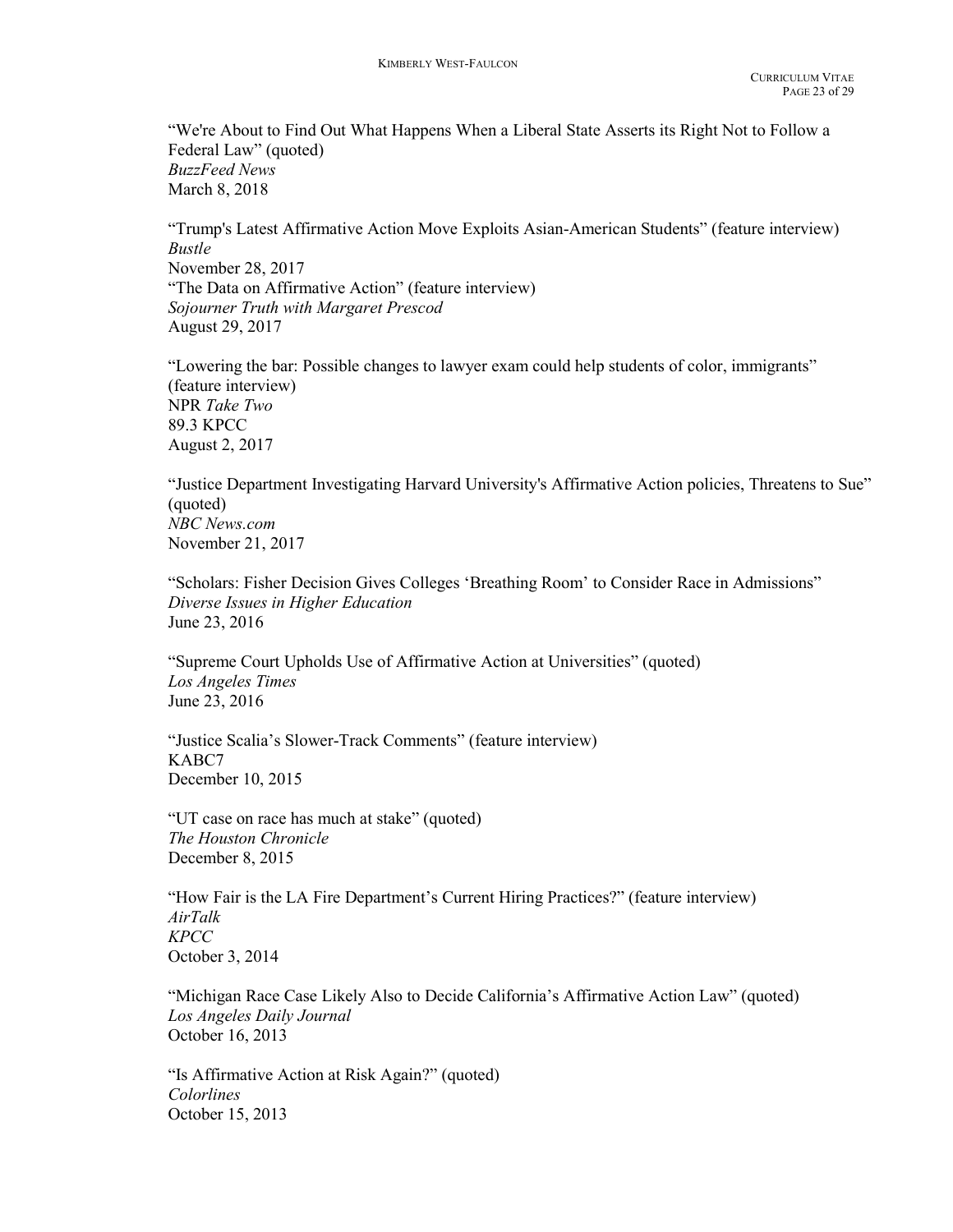"We're About to Find Out What Happens When a Liberal State Asserts its Right Not to Follow a Federal Law" (quoted)
*BuzzFeed News*
March 8, 2018

"Trump's Latest Affirmative Action Move Exploits Asian-American Students" (feature interview)
*Bustle*
November 28, 2017
"The Data on Affirmative Action" (feature interview)
*Sojourner Truth with Margaret Prescod*
August 29, 2017

"Lowering the bar: Possible changes to lawyer exam could help students of color, immigrants" (feature interview)
NPR *Take Two*
89.3 KPCC
August 2, 2017

"Justice Department Investigating Harvard University's Affirmative Action policies, Threatens to Sue" (quoted)
*NBC News.com*
November 21, 2017

"Scholars: Fisher Decision Gives Colleges 'Breathing Room' to Consider Race in Admissions"
*Diverse Issues in Higher Education*
June 23, 2016

"Supreme Court Upholds Use of Affirmative Action at Universities" (quoted)
*Los Angeles Times*
June 23, 2016

"Justice Scalia's Slower-Track Comments" (feature interview)
KABC7
December 10, 2015

"UT case on race has much at stake" (quoted)
*The Houston Chronicle*
December 8, 2015

"How Fair is the LA Fire Department's Current Hiring Practices?" (feature interview)
*AirTalk*
*KPCC*
October 3, 2014

"Michigan Race Case Likely Also to Decide California's Affirmative Action Law" (quoted)
*Los Angeles Daily Journal*
October 16, 2013

"Is Affirmative Action at Risk Again?" (quoted)
*Colorlines*
October 15, 2013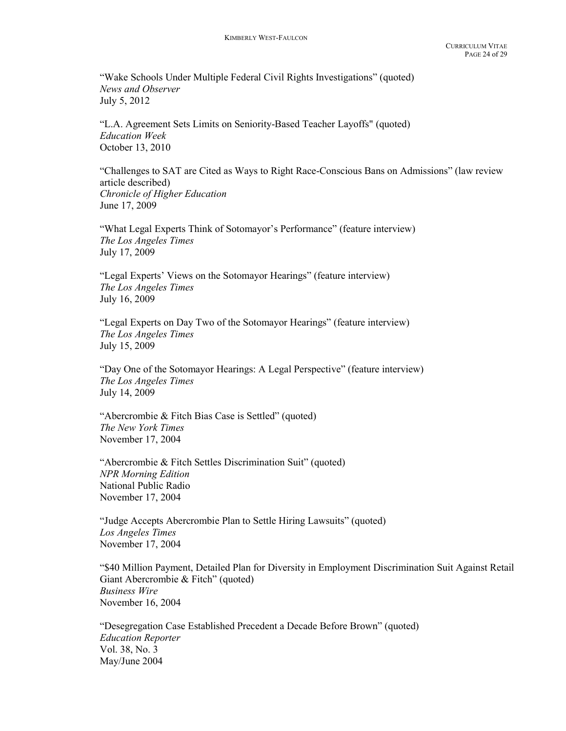"Wake Schools Under Multiple Federal Civil Rights Investigations" (quoted)
*News and Observer*
July 5, 2012

"L.A. Agreement Sets Limits on Seniority-Based Teacher Layoffs" (quoted)
*Education Week*
October 13, 2010

"Challenges to SAT are Cited as Ways to Right Race-Conscious Bans on Admissions" (law review article described)
*Chronicle of Higher Education*
June 17, 2009

"What Legal Experts Think of Sotomayor's Performance" (feature interview)
*The Los Angeles Times*
July 17, 2009

"Legal Experts' Views on the Sotomayor Hearings" (feature interview)
*The Los Angeles Times*
July 16, 2009

"Legal Experts on Day Two of the Sotomayor Hearings" (feature interview)
*The Los Angeles Times*
July 15, 2009

"Day One of the Sotomayor Hearings: A Legal Perspective" (feature interview)
*The Los Angeles Times*
July 14, 2009

"Abercrombie & Fitch Bias Case is Settled" (quoted)
*The New York Times*
November 17, 2004

"Abercrombie & Fitch Settles Discrimination Suit" (quoted)
*NPR Morning Edition*
National Public Radio
November 17, 2004

"Judge Accepts Abercrombie Plan to Settle Hiring Lawsuits" (quoted)
*Los Angeles Times*
November 17, 2004

"$40 Million Payment, Detailed Plan for Diversity in Employment Discrimination Suit Against Retail Giant Abercrombie & Fitch" (quoted)
*Business Wire*
November 16, 2004

"Desegregation Case Established Precedent a Decade Before Brown" (quoted)
*Education Reporter*
Vol. 38, No. 3
May/June 2004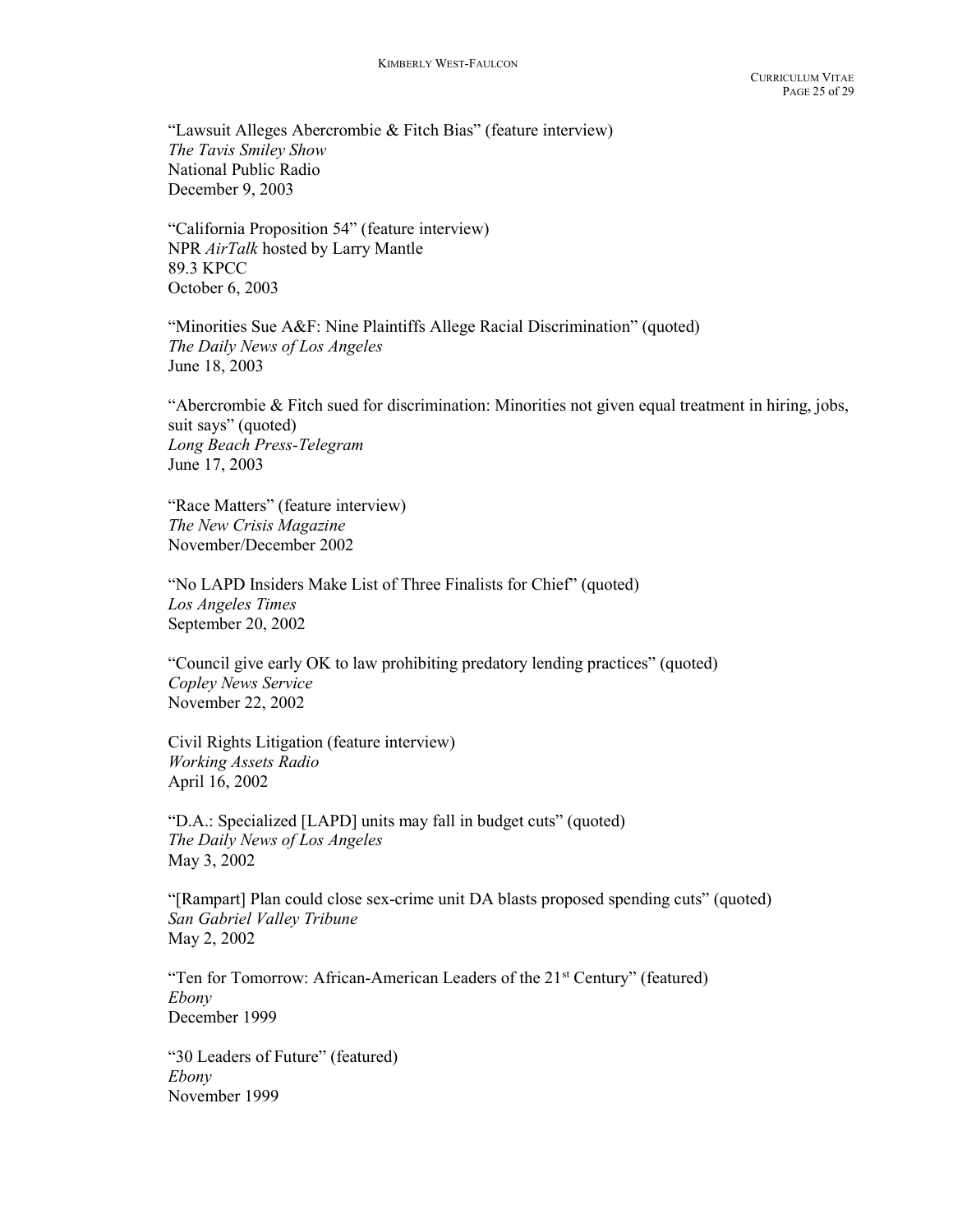"Lawsuit Alleges Abercrombie & Fitch Bias" (feature interview)
*The Tavis Smiley Show*
National Public Radio
December 9, 2003

"California Proposition 54" (feature interview)
NPR *AirTalk* hosted by Larry Mantle
89.3 KPCC
October 6, 2003

"Minorities Sue A&F: Nine Plaintiffs Allege Racial Discrimination" (quoted)
*The Daily News of Los Angeles*
June 18, 2003

"Abercrombie & Fitch sued for discrimination: Minorities not given equal treatment in hiring, jobs, suit says" (quoted)
*Long Beach Press-Telegram*
June 17, 2003

"Race Matters" (feature interview)
*The New Crisis Magazine*
November/December 2002

"No LAPD Insiders Make List of Three Finalists for Chief" (quoted)
*Los Angeles Times*
September 20, 2002

"Council give early OK to law prohibiting predatory lending practices" (quoted)
*Copley News Service*
November 22, 2002

Civil Rights Litigation (feature interview)
*Working Assets Radio*
April 16, 2002

"D.A.: Specialized [LAPD] units may fall in budget cuts" (quoted)
*The Daily News of Los Angeles*
May 3, 2002

"[Rampart] Plan could close sex-crime unit DA blasts proposed spending cuts" (quoted)
*San Gabriel Valley Tribune*
May 2, 2002

"Ten for Tomorrow: African-American Leaders of the 21st Century" (featured)
*Ebony*
December 1999

"30 Leaders of Future" (featured)
*Ebony*
November 1999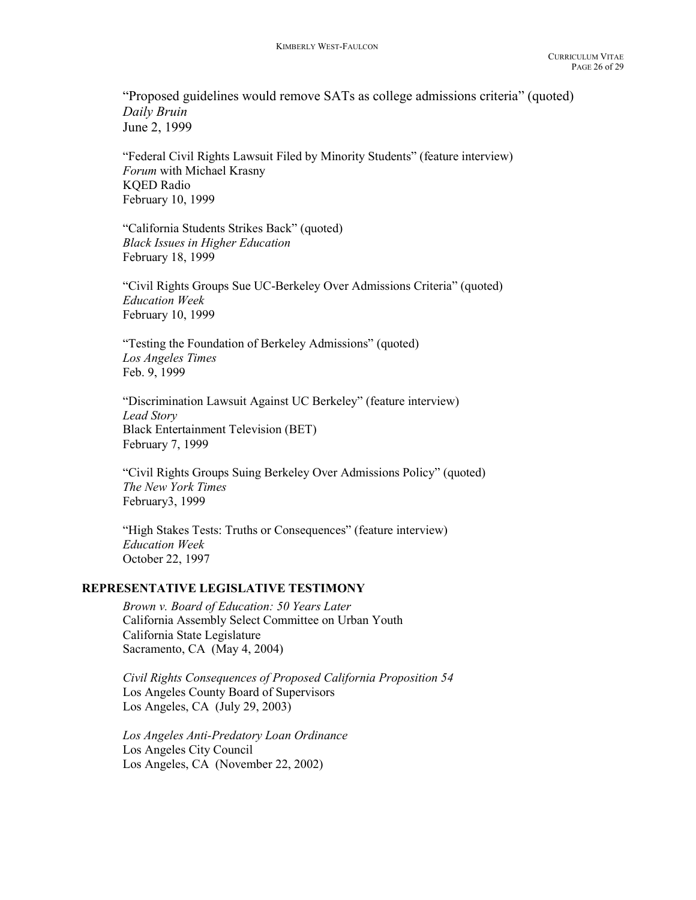"Proposed guidelines would remove SATs as college admissions criteria" (quoted)
*Daily Bruin*
June 2, 1999

"Federal Civil Rights Lawsuit Filed by Minority Students" (feature interview)
*Forum* with Michael Krasny
KQED Radio
February 10, 1999

"California Students Strikes Back" (quoted)
*Black Issues in Higher Education*
February 18, 1999

"Civil Rights Groups Sue UC-Berkeley Over Admissions Criteria" (quoted)
*Education Week*
February 10, 1999

"Testing the Foundation of Berkeley Admissions" (quoted)
*Los Angeles Times*
Feb. 9, 1999

"Discrimination Lawsuit Against UC Berkeley" (feature interview)
*Lead Story*
Black Entertainment Television (BET)
February 7, 1999

"Civil Rights Groups Suing Berkeley Over Admissions Policy" (quoted)
*The New York Times*
February3, 1999

"High Stakes Tests: Truths or Consequences" (feature interview)
*Education Week*
October 22, 1997

## REPRESENTATIVE LEGISLATIVE TESTIMONY

*Brown v. Board of Education: 50 Years Later*
California Assembly Select Committee on Urban Youth
California State Legislature
Sacramento, CA (May 4, 2004)

*Civil Rights Consequences of Proposed California Proposition 54*
Los Angeles County Board of Supervisors
Los Angeles, CA (July 29, 2003)

*Los Angeles Anti-Predatory Loan Ordinance*
Los Angeles City Council
Los Angeles, CA (November 22, 2002)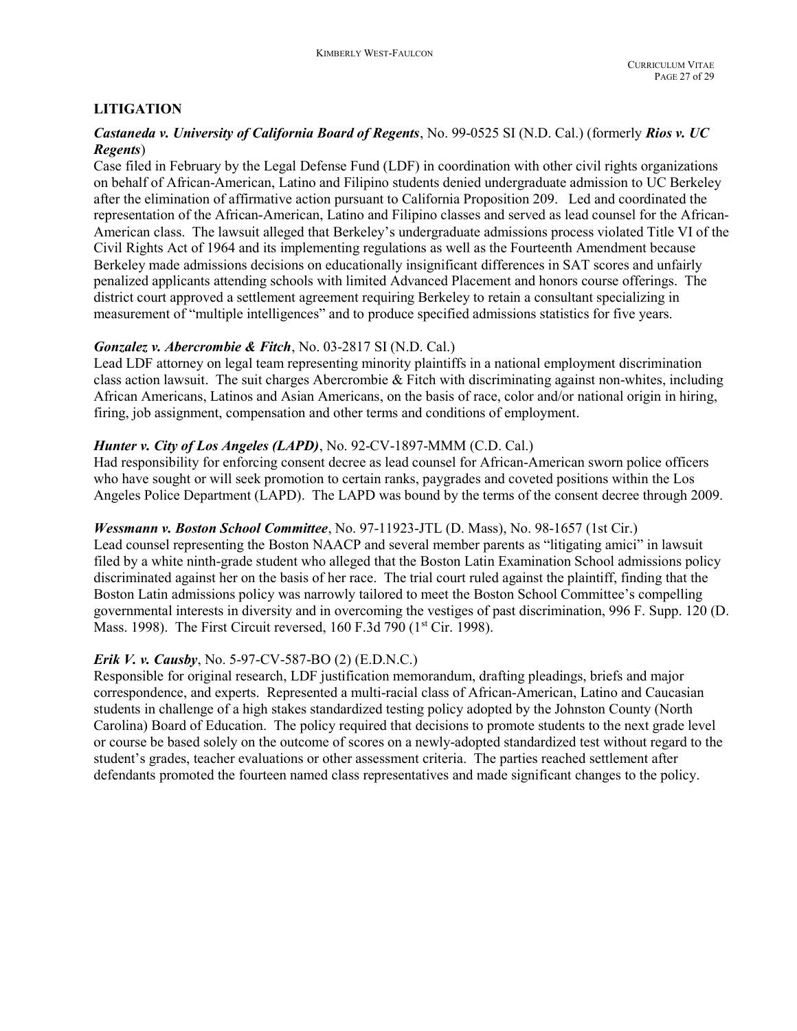## LITIGATION

***Castaneda v. University of California Board of Regents***, No. 99-0525 SI (N.D. Cal.) (formerly ***Rios v. UC Regents***)
Case filed in February by the Legal Defense Fund (LDF) in coordination with other civil rights organizations on behalf of African-American, Latino and Filipino students denied undergraduate admission to UC Berkeley after the elimination of affirmative action pursuant to California Proposition 209. Led and coordinated the representation of the African-American, Latino and Filipino classes and served as lead counsel for the African-American class. The lawsuit alleged that Berkeley's undergraduate admissions process violated Title VI of the Civil Rights Act of 1964 and its implementing regulations as well as the Fourteenth Amendment because Berkeley made admissions decisions on educationally insignificant differences in SAT scores and unfairly penalized applicants attending schools with limited Advanced Placement and honors course offerings. The district court approved a settlement agreement requiring Berkeley to retain a consultant specializing in measurement of "multiple intelligences" and to produce specified admissions statistics for five years.

***Gonzalez v. Abercrombie & Fitch***, No. 03-2817 SI (N.D. Cal.)
Lead LDF attorney on legal team representing minority plaintiffs in a national employment discrimination class action lawsuit. The suit charges Abercrombie & Fitch with discriminating against non-whites, including African Americans, Latinos and Asian Americans, on the basis of race, color and/or national origin in hiring, firing, job assignment, compensation and other terms and conditions of employment.

***Hunter v. City of Los Angeles (LAPD)***, No. 92-CV-1897-MMM (C.D. Cal.)
Had responsibility for enforcing consent decree as lead counsel for African-American sworn police officers who have sought or will seek promotion to certain ranks, paygrades and coveted positions within the Los Angeles Police Department (LAPD). The LAPD was bound by the terms of the consent decree through 2009.

***Wessmann v. Boston School Committee***, No. 97-11923-JTL (D. Mass), No. 98-1657 (1st Cir.)
Lead counsel representing the Boston NAACP and several member parents as "litigating amici" in lawsuit filed by a white ninth-grade student who alleged that the Boston Latin Examination School admissions policy discriminated against her on the basis of her race. The trial court ruled against the plaintiff, finding that the Boston Latin admissions policy was narrowly tailored to meet the Boston School Committee's compelling governmental interests in diversity and in overcoming the vestiges of past discrimination, 996 F. Supp. 120 (D. Mass. 1998). The First Circuit reversed, 160 F.3d 790 (1st Cir. 1998).

***Erik V. v. Causby***, No. 5-97-CV-587-BO (2) (E.D.N.C.)
Responsible for original research, LDF justification memorandum, drafting pleadings, briefs and major correspondence, and experts. Represented a multi-racial class of African-American, Latino and Caucasian students in challenge of a high stakes standardized testing policy adopted by the Johnston County (North Carolina) Board of Education. The policy required that decisions to promote students to the next grade level or course be based solely on the outcome of scores on a newly-adopted standardized test without regard to the student's grades, teacher evaluations or other assessment criteria. The parties reached settlement after defendants promoted the fourteen named class representatives and made significant changes to the policy.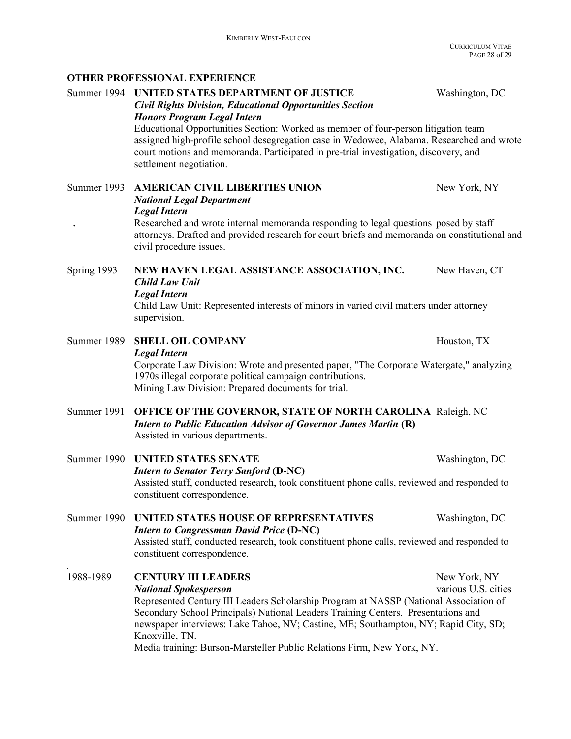## OTHER PROFESSIONAL EXPERIENCE

Summer 1994 **UNITED STATES DEPARTMENT OF JUSTICE** Washington, DC
***Civil Rights Division, Educational Opportunities Section***
***Honors Program Legal Intern***
Educational Opportunities Section: Worked as member of four-person litigation team assigned high-profile school desegregation case in Wedowee, Alabama. Researched and wrote court motions and memoranda. Participated in pre-trial investigation, discovery, and settlement negotiation.

Summer 1993 **AMERICAN CIVIL LIBERITIES UNION** New York, NY
***National Legal Department***
***Legal Intern***
Researched and wrote internal memoranda responding to legal questions posed by staff attorneys. Drafted and provided research for court briefs and memoranda on constitutional and civil procedure issues.

Spring 1993 **NEW HAVEN LEGAL ASSISTANCE ASSOCIATION, INC.** New Haven, CT
***Child Law Unit***
***Legal Intern***
Child Law Unit: Represented interests of minors in varied civil matters under attorney supervision.

Summer 1989 **SHELL OIL COMPANY** Houston, TX
***Legal Intern***
Corporate Law Division: Wrote and presented paper, "The Corporate Watergate," analyzing 1970s illegal corporate political campaign contributions.
Mining Law Division: Prepared documents for trial.

Summer 1991 **OFFICE OF THE GOVERNOR, STATE OF NORTH CAROLINA** Raleigh, NC
***Intern to Public Education Advisor of Governor James Martin* (R)**
Assisted in various departments.

Summer 1990 **UNITED STATES SENATE** Washington, DC
***Intern to Senator Terry Sanford* (D-NC)**
Assisted staff, conducted research, took constituent phone calls, reviewed and responded to constituent correspondence.

Summer 1990 **UNITED STATES HOUSE OF REPRESENTATIVES** Washington, DC
***Intern to Congressman David Price* (D-NC)**
Assisted staff, conducted research, took constituent phone calls, reviewed and responded to constituent correspondence.

1988-1989 **CENTURY III LEADERS** New York, NY
***National Spokesperson*** various U.S. cities
Represented Century III Leaders Scholarship Program at NASSP (National Association of Secondary School Principals) National Leaders Training Centers. Presentations and newspaper interviews: Lake Tahoe, NV; Castine, ME; Southampton, NY; Rapid City, SD; Knoxville, TN.
Media training: Burson-Marsteller Public Relations Firm, New York, NY.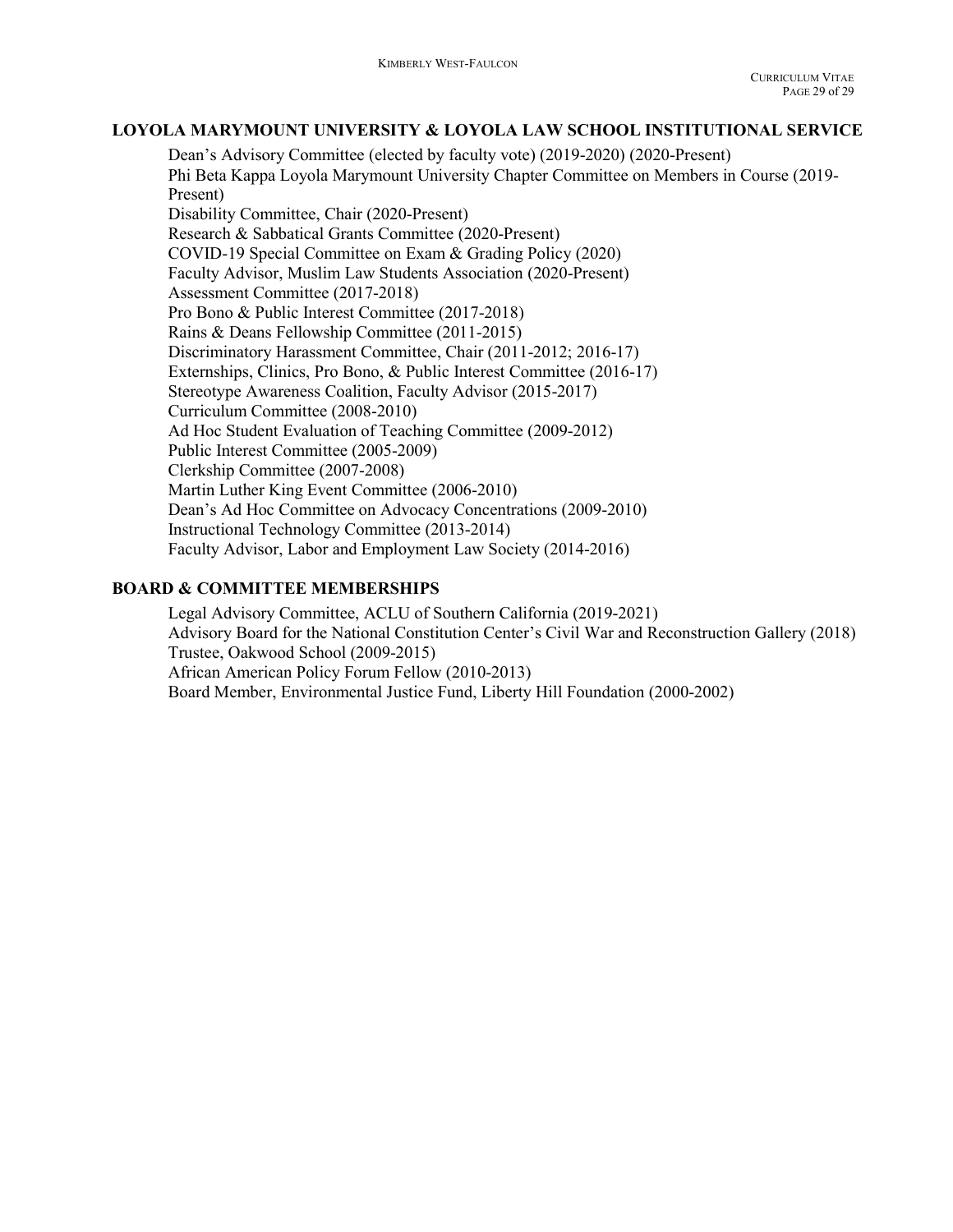## LOYOLA MARYMOUNT UNIVERSITY & LOYOLA LAW SCHOOL INSTITUTIONAL SERVICE

Dean's Advisory Committee (elected by faculty vote) (2019-2020) (2020-Present)
Phi Beta Kappa Loyola Marymount University Chapter Committee on Members in Course (2019-Present)
Disability Committee, Chair (2020-Present)
Research & Sabbatical Grants Committee (2020-Present)
COVID-19 Special Committee on Exam & Grading Policy (2020)
Faculty Advisor, Muslim Law Students Association (2020-Present)
Assessment Committee (2017-2018)
Pro Bono & Public Interest Committee (2017-2018)
Rains & Deans Fellowship Committee (2011-2015)
Discriminatory Harassment Committee, Chair (2011-2012; 2016-17)
Externships, Clinics, Pro Bono, & Public Interest Committee (2016-17)
Stereotype Awareness Coalition, Faculty Advisor (2015-2017)
Curriculum Committee (2008-2010)
Ad Hoc Student Evaluation of Teaching Committee (2009-2012)
Public Interest Committee (2005-2009)
Clerkship Committee (2007-2008)
Martin Luther King Event Committee (2006-2010)
Dean's Ad Hoc Committee on Advocacy Concentrations (2009-2010)
Instructional Technology Committee (2013-2014)
Faculty Advisor, Labor and Employment Law Society (2014-2016)

## BOARD & COMMITTEE MEMBERSHIPS

Legal Advisory Committee, ACLU of Southern California (2019-2021)
Advisory Board for the National Constitution Center's Civil War and Reconstruction Gallery (2018)
Trustee, Oakwood School (2009-2015)
African American Policy Forum Fellow (2010-2013)
Board Member, Environmental Justice Fund, Liberty Hill Foundation (2000-2002)